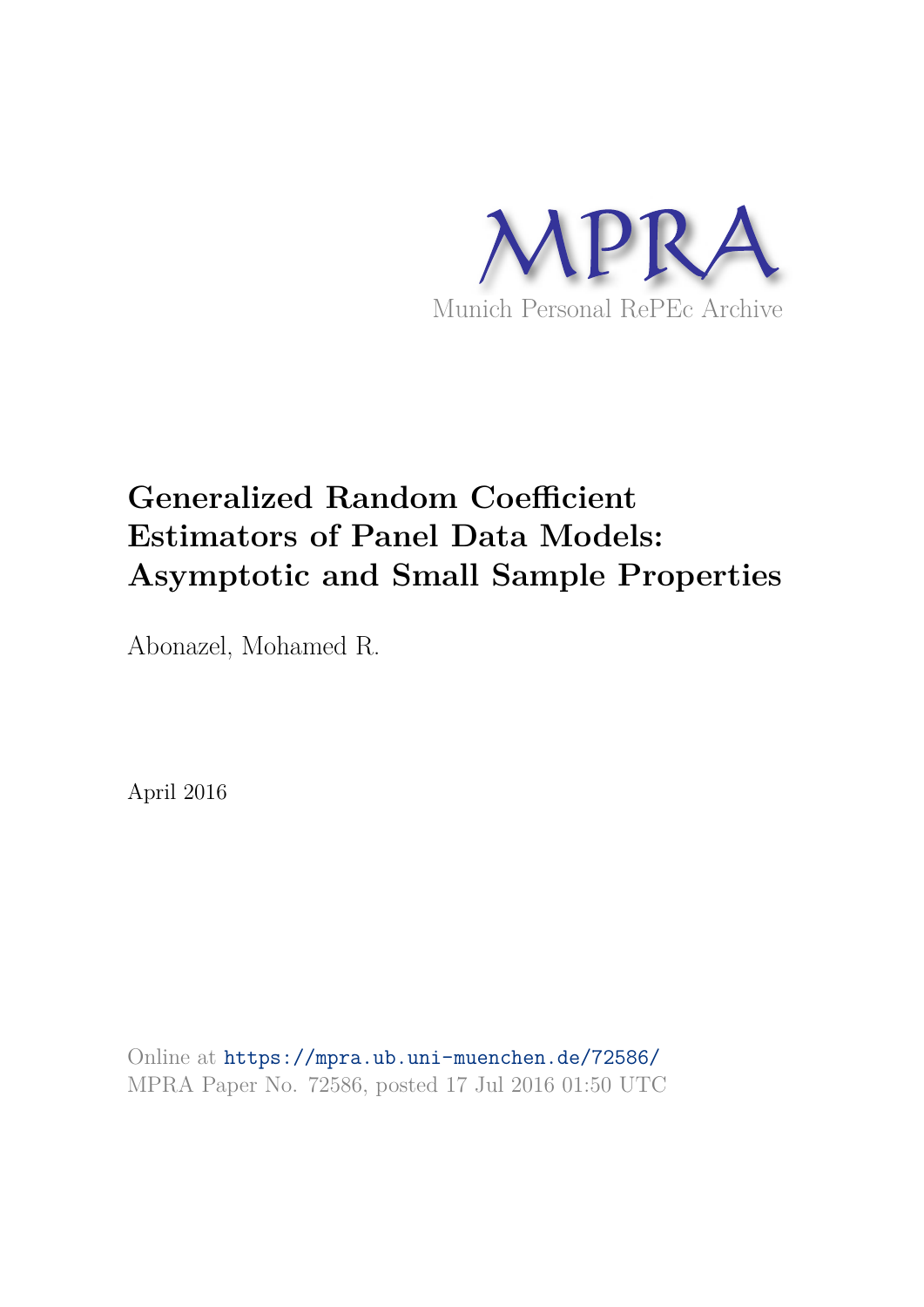MPRA

Munich Personal RePEc Archive

# Generalized Random Coefficient Estimators of Panel Data Models: Asymptotic and Small Sample Properties

Abonazel, Mohamed R.

April 2016

Online at https://mpra.ub.uni-muenchen.de/72586/
MPRA Paper No. 72586, posted 17 Jul 2016 01:50 UTC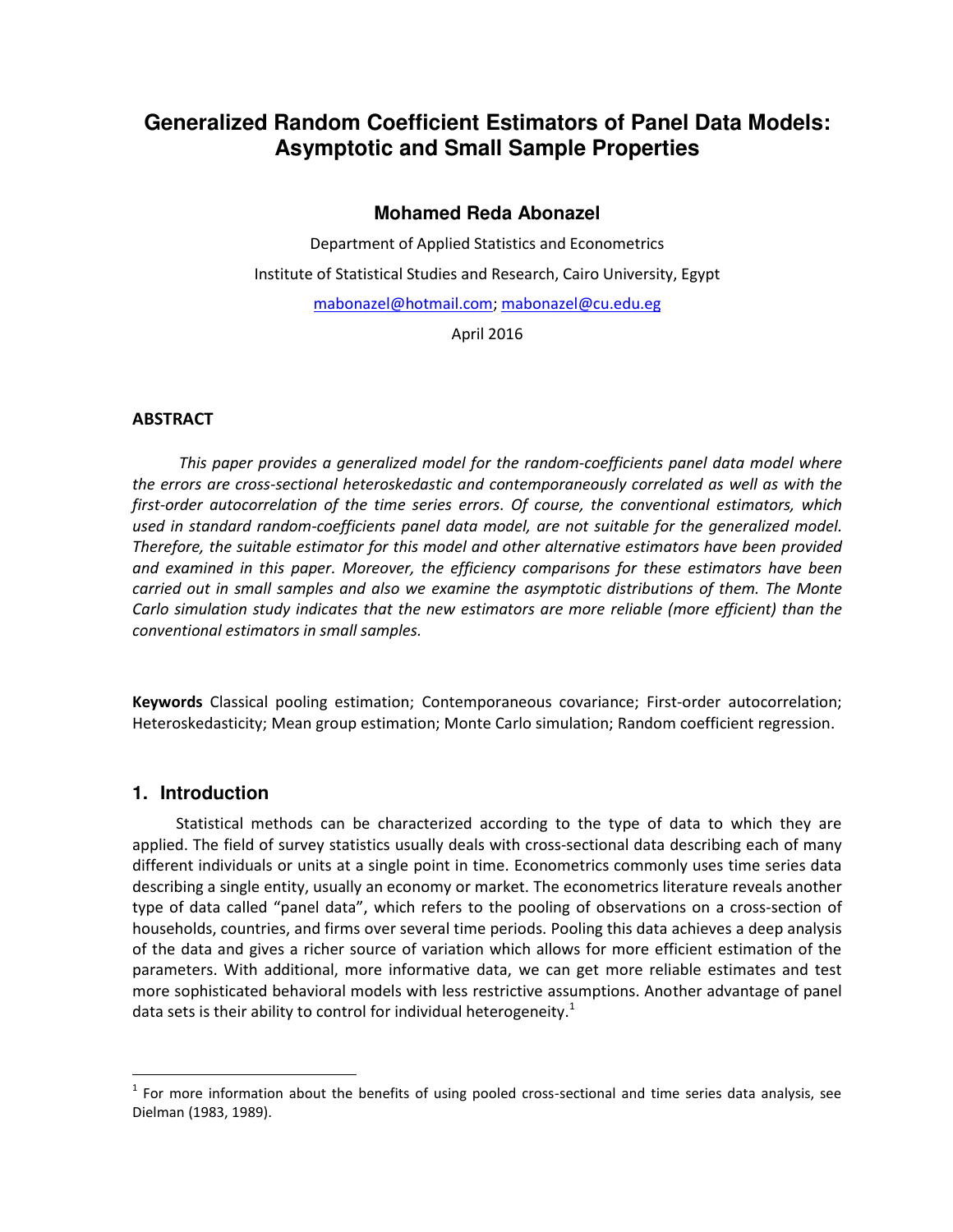# Generalized Random Coefficient Estimators of Panel Data Models: Asymptotic and Small Sample Properties

**Mohamed Reda Abonazel**

Department of Applied Statistics and Econometrics

Institute of Statistical Studies and Research, Cairo University, Egypt

mabonazel@hotmail.com; mabonazel@cu.edu.eg

April 2016

**ABSTRACT**

*This paper provides a generalized model for the random-coefficients panel data model where the errors are cross-sectional heteroskedastic and contemporaneously correlated as well as with the first-order autocorrelation of the time series errors. Of course, the conventional estimators, which used in standard random-coefficients panel data model, are not suitable for the generalized model. Therefore, the suitable estimator for this model and other alternative estimators have been provided and examined in this paper. Moreover, the efficiency comparisons for these estimators have been carried out in small samples and also we examine the asymptotic distributions of them. The Monte Carlo simulation study indicates that the new estimators are more reliable (more efficient) than the conventional estimators in small samples.*

**Keywords** Classical pooling estimation; Contemporaneous covariance; First-order autocorrelation; Heteroskedasticity; Mean group estimation; Monte Carlo simulation; Random coefficient regression.

## 1. Introduction

Statistical methods can be characterized according to the type of data to which they are applied. The field of survey statistics usually deals with cross-sectional data describing each of many different individuals or units at a single point in time. Econometrics commonly uses time series data describing a single entity, usually an economy or market. The econometrics literature reveals another type of data called "panel data", which refers to the pooling of observations on a cross-section of households, countries, and firms over several time periods. Pooling this data achieves a deep analysis of the data and gives a richer source of variation which allows for more efficient estimation of the parameters. With additional, more informative data, we can get more reliable estimates and test more sophisticated behavioral models with less restrictive assumptions. Another advantage of panel data sets is their ability to control for individual heterogeneity.[1]

[1] For more information about the benefits of using pooled cross-sectional and time series data analysis, see Dielman (1983, 1989).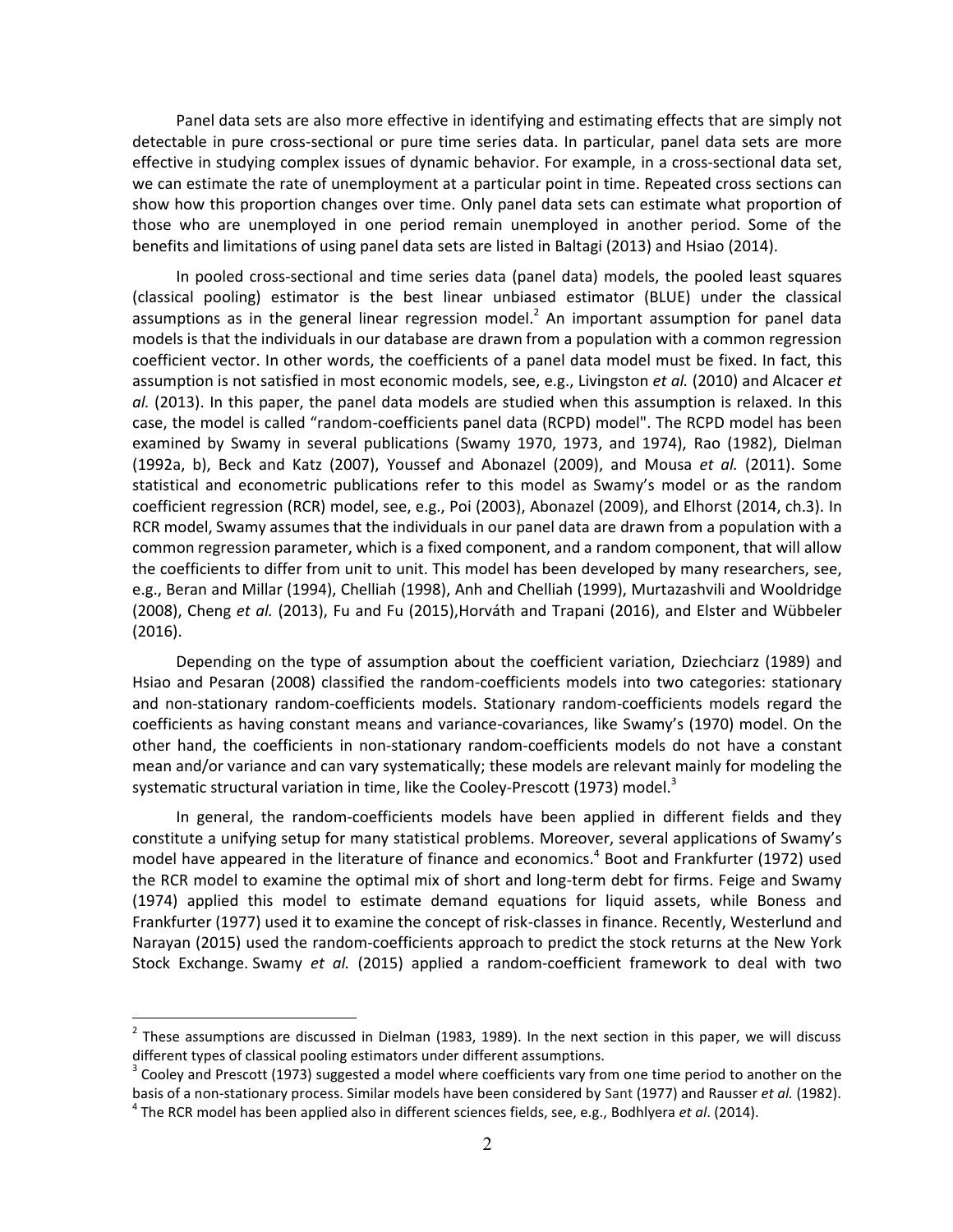Panel data sets are also more effective in identifying and estimating effects that are simply not detectable in pure cross-sectional or pure time series data. In particular, panel data sets are more effective in studying complex issues of dynamic behavior. For example, in a cross-sectional data set, we can estimate the rate of unemployment at a particular point in time. Repeated cross sections can show how this proportion changes over time. Only panel data sets can estimate what proportion of those who are unemployed in one period remain unemployed in another period. Some of the benefits and limitations of using panel data sets are listed in Baltagi (2013) and Hsiao (2014).

In pooled cross-sectional and time series data (panel data) models, the pooled least squares (classical pooling) estimator is the best linear unbiased estimator (BLUE) under the classical assumptions as in the general linear regression model.[2] An important assumption for panel data models is that the individuals in our database are drawn from a population with a common regression coefficient vector. In other words, the coefficients of a panel data model must be fixed. In fact, this assumption is not satisfied in most economic models, see, e.g., Livingston *et al.* (2010) and Alcacer *et al.* (2013). In this paper, the panel data models are studied when this assumption is relaxed. In this case, the model is called "random-coefficients panel data (RCPD) model". The RCPD model has been examined by Swamy in several publications (Swamy 1970, 1973, and 1974), Rao (1982), Dielman (1992a, b), Beck and Katz (2007), Youssef and Abonazel (2009), and Mousa *et al.* (2011). Some statistical and econometric publications refer to this model as Swamy's model or as the random coefficient regression (RCR) model, see, e.g., Poi (2003), Abonazel (2009), and Elhorst (2014, ch.3). In RCR model, Swamy assumes that the individuals in our panel data are drawn from a population with a common regression parameter, which is a fixed component, and a random component, that will allow the coefficients to differ from unit to unit. This model has been developed by many researchers, see, e.g., Beran and Millar (1994), Chelliah (1998), Anh and Chelliah (1999), Murtazashvili and Wooldridge (2008), Cheng *et al.* (2013), Fu and Fu (2015),Horváth and Trapani (2016), and Elster and Wübbeler (2016).

Depending on the type of assumption about the coefficient variation, Dziechciarz (1989) and Hsiao and Pesaran (2008) classified the random-coefficients models into two categories: stationary and non-stationary random-coefficients models. Stationary random-coefficients models regard the coefficients as having constant means and variance-covariances, like Swamy's (1970) model. On the other hand, the coefficients in non-stationary random-coefficients models do not have a constant mean and/or variance and can vary systematically; these models are relevant mainly for modeling the systematic structural variation in time, like the Cooley-Prescott (1973) model.[3]

In general, the random-coefficients models have been applied in different fields and they constitute a unifying setup for many statistical problems. Moreover, several applications of Swamy's model have appeared in the literature of finance and economics.[4] Boot and Frankfurter (1972) used the RCR model to examine the optimal mix of short and long-term debt for firms. Feige and Swamy (1974) applied this model to estimate demand equations for liquid assets, while Boness and Frankfurter (1977) used it to examine the concept of risk-classes in finance. Recently, Westerlund and Narayan (2015) used the random-coefficients approach to predict the stock returns at the New York Stock Exchange. Swamy *et al.* (2015) applied a random-coefficient framework to deal with two

---

[2] These assumptions are discussed in Dielman (1983, 1989). In the next section in this paper, we will discuss different types of classical pooling estimators under different assumptions.

[3] Cooley and Prescott (1973) suggested a model where coefficients vary from one time period to another on the basis of a non-stationary process. Similar models have been considered by Sant (1977) and Rausser *et al.* (1982).

[4] The RCR model has been applied also in different sciences fields, see, e.g., Bodhlyera *et al*. (2014).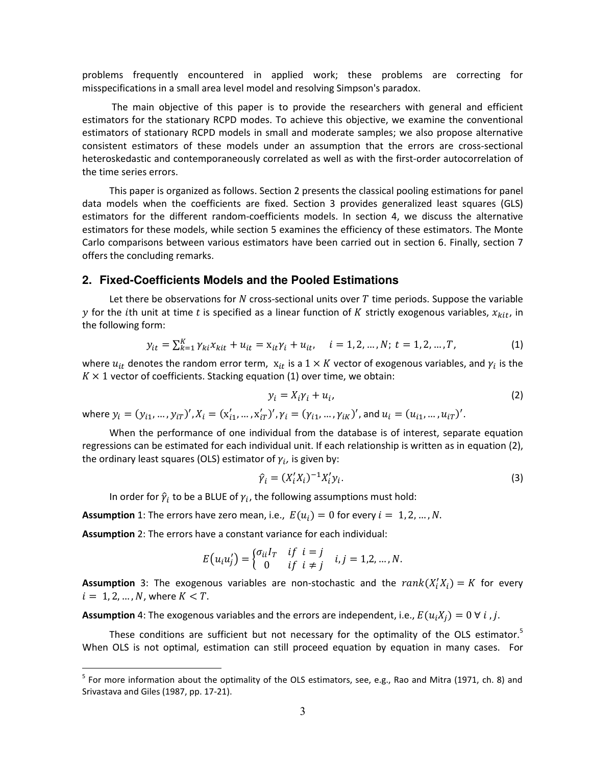problems frequently encountered in applied work; these problems are correcting for misspecifications in a small area level model and resolving Simpson's paradox.

The main objective of this paper is to provide the researchers with general and efficient estimators for the stationary RCPD modes. To achieve this objective, we examine the conventional estimators of stationary RCPD models in small and moderate samples; we also propose alternative consistent estimators of these models under an assumption that the errors are cross-sectional heteroskedastic and contemporaneously correlated as well as with the first-order autocorrelation of the time series errors.

This paper is organized as follows. Section 2 presents the classical pooling estimations for panel data models when the coefficients are fixed. Section 3 provides generalized least squares (GLS) estimators for the different random-coefficients models. In section 4, we discuss the alternative estimators for these models, while section 5 examines the efficiency of these estimators. The Monte Carlo comparisons between various estimators have been carried out in section 6. Finally, section 7 offers the concluding remarks.

## 2. Fixed-Coefficients Models and the Pooled Estimations

Let there be observations for $N$ cross-sectional units over $T$ time periods. Suppose the variable $y$ for the $i$th unit at time $t$ is specified as a linear function of $K$ strictly exogenous variables, $x_{kit}$, in the following form:

$$y_{it} = \sum_{k=1}^{K} \gamma_{ki} x_{kit} + u_{it} = \mathrm{x}_{it}\gamma_i + u_{it}, \quad i = 1, 2, \dots, N;\ t = 1, 2, \dots, T, \tag{1}$$

where $u_{it}$ denotes the random error term, $\mathrm{x}_{it}$ is a $1 \times K$ vector of exogenous variables, and $\gamma_i$ is the $K \times 1$ vector of coefficients. Stacking equation (1) over time, we obtain:

$$y_i = X_i \gamma_i + u_i, \tag{2}$$

where $y_i = (y_{i1}, \dots, y_{iT})'$, $X_i = (\mathrm{x}'_{i1}, \dots, \mathrm{x}'_{iT})'$, $\gamma_i = (\gamma_{i1}, \dots, \gamma_{iK})'$, and $u_i = (u_{i1}, \dots, u_{iT})'$.

When the performance of one individual from the database is of interest, separate equation regressions can be estimated for each individual unit. If each relationship is written as in equation (2), the ordinary least squares (OLS) estimator of $\gamma_i$, is given by:

$$\hat{\gamma}_i = (X'_i X_i)^{-1} X'_i y_i. \tag{3}$$

In order for $\hat{\gamma}_i$ to be a BLUE of $\gamma_i$, the following assumptions must hold:

**Assumption** 1: The errors have zero mean, i.e., $E(u_i) = 0$ for every $i = 1, 2, \dots, N$.

**Assumption** 2: The errors have a constant variance for each individual:

$$E(u_i u'_j) = \begin{cases} \sigma_{ii} I_T & if\ \ i = j \\ 0 & if\ \ i \neq j \end{cases} \quad i, j = 1, 2, \dots, N.$$

**Assumption** 3: The exogenous variables are non-stochastic and the $rank(X'_i X_i) = K$ for every $i = 1, 2, \dots, N$, where $K < T$.

**Assumption** 4: The exogenous variables and the errors are independent, i.e., $E(u_i X_j) = 0\ \forall\ i, j$.

These conditions are sufficient but not necessary for the optimality of the OLS estimator.[5] When OLS is not optimal, estimation can still proceed equation by equation in many cases. For

[5] For more information about the optimality of the OLS estimators, see, e.g., Rao and Mitra (1971, ch. 8) and Srivastava and Giles (1987, pp. 17-21).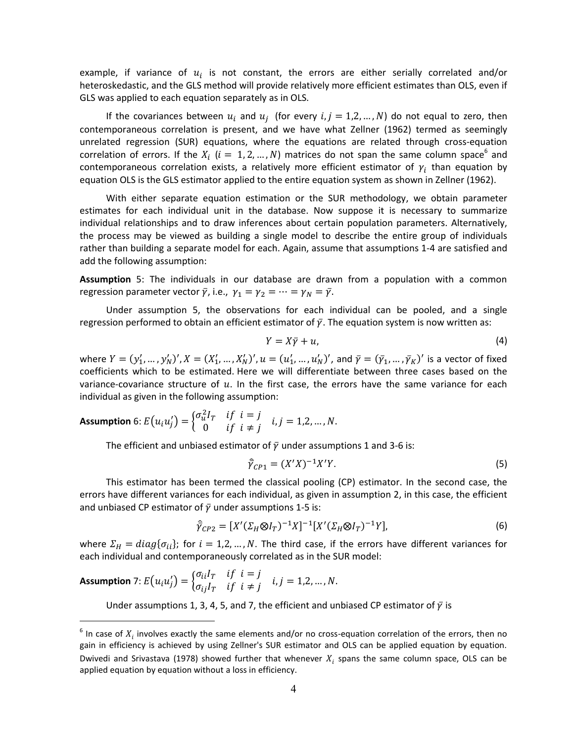example, if variance of $u_i$ is not constant, the errors are either serially correlated and/or heteroskedastic, and the GLS method will provide relatively more efficient estimates than OLS, even if GLS was applied to each equation separately as in OLS.

If the covariances between $u_i$ and $u_j$ (for every $i, j = 1,2, \ldots, N$) do not equal to zero, then contemporaneous correlation is present, and we have what Zellner (1962) termed as seemingly unrelated regression (SUR) equations, where the equations are related through cross-equation correlation of errors. If the $X_i$ ($i = 1, 2, \ldots, N$) matrices do not span the same column space[6] and contemporaneous correlation exists, a relatively more efficient estimator of $\gamma_i$ than equation by equation OLS is the GLS estimator applied to the entire equation system as shown in Zellner (1962).

With either separate equation estimation or the SUR methodology, we obtain parameter estimates for each individual unit in the database. Now suppose it is necessary to summarize individual relationships and to draw inferences about certain population parameters. Alternatively, the process may be viewed as building a single model to describe the entire group of individuals rather than building a separate model for each. Again, assume that assumptions 1-4 are satisfied and add the following assumption:

**Assumption** 5: The individuals in our database are drawn from a population with a common regression parameter vector $\bar{\gamma}$, i.e., $\gamma_1 = \gamma_2 = \cdots = \gamma_N = \bar{\gamma}$.

Under assumption 5, the observations for each individual can be pooled, and a single regression performed to obtain an efficient estimator of $\bar{\gamma}$. The equation system is now written as:

$$Y = X\bar{\gamma} + u, \tag{4}$$

where $Y = (y_1', \ldots, y_N')'$, $X = (X_1', \ldots, X_N')'$, $u = (u_1', \ldots, u_N')'$, and $\bar{\gamma} = (\bar{\gamma}_1, \ldots, \bar{\gamma}_K)'$ is a vector of fixed coefficients which to be estimated. Here we will differentiate between three cases based on the variance-covariance structure of $u$. In the first case, the errors have the same variance for each individual as given in the following assumption:

**Assumption** 6: $E(u_i u_j') = \begin{cases} \sigma_u^2 I_T & if \;\; i = j \\ 0 & if \;\; i \neq j \end{cases} \;\; i, j = 1,2, \ldots, N.$

The efficient and unbiased estimator of $\bar{\gamma}$ under assumptions 1 and 3-6 is:

$$\hat{\bar{\gamma}}_{CP1} = (X'X)^{-1}X'Y. \tag{5}$$

This estimator has been termed the classical pooling (CP) estimator. In the second case, the errors have different variances for each individual, as given in assumption 2, in this case, the efficient and unbiased CP estimator of $\bar{\gamma}$ under assumptions 1-5 is:

$$\hat{\bar{\gamma}}_{CP2} = [X'(\Sigma_H \otimes I_T)^{-1}X]^{-1}[X'(\Sigma_H \otimes I_T)^{-1}Y], \tag{6}$$

where $\Sigma_H = diag\{\sigma_{ii}\}$; for $i = 1,2, \ldots, N$. The third case, if the errors have different variances for each individual and contemporaneously correlated as in the SUR model:

**Assumption** 7: $E(u_i u_j') = \begin{cases} \sigma_{ii} I_T & if \;\; i = j \\ \sigma_{ij} I_T & if \;\; i \neq j \end{cases} \;\; i, j = 1,2, \ldots, N.$

Under assumptions 1, 3, 4, 5, and 7, the efficient and unbiased CP estimator of $\bar{\gamma}$ is

[6] In case of $X_i$ involves exactly the same elements and/or no cross-equation correlation of the errors, then no gain in efficiency is achieved by using Zellner's SUR estimator and OLS can be applied equation by equation. Dwivedi and Srivastava (1978) showed further that whenever $X_i$ spans the same column space, OLS can be applied equation by equation without a loss in efficiency.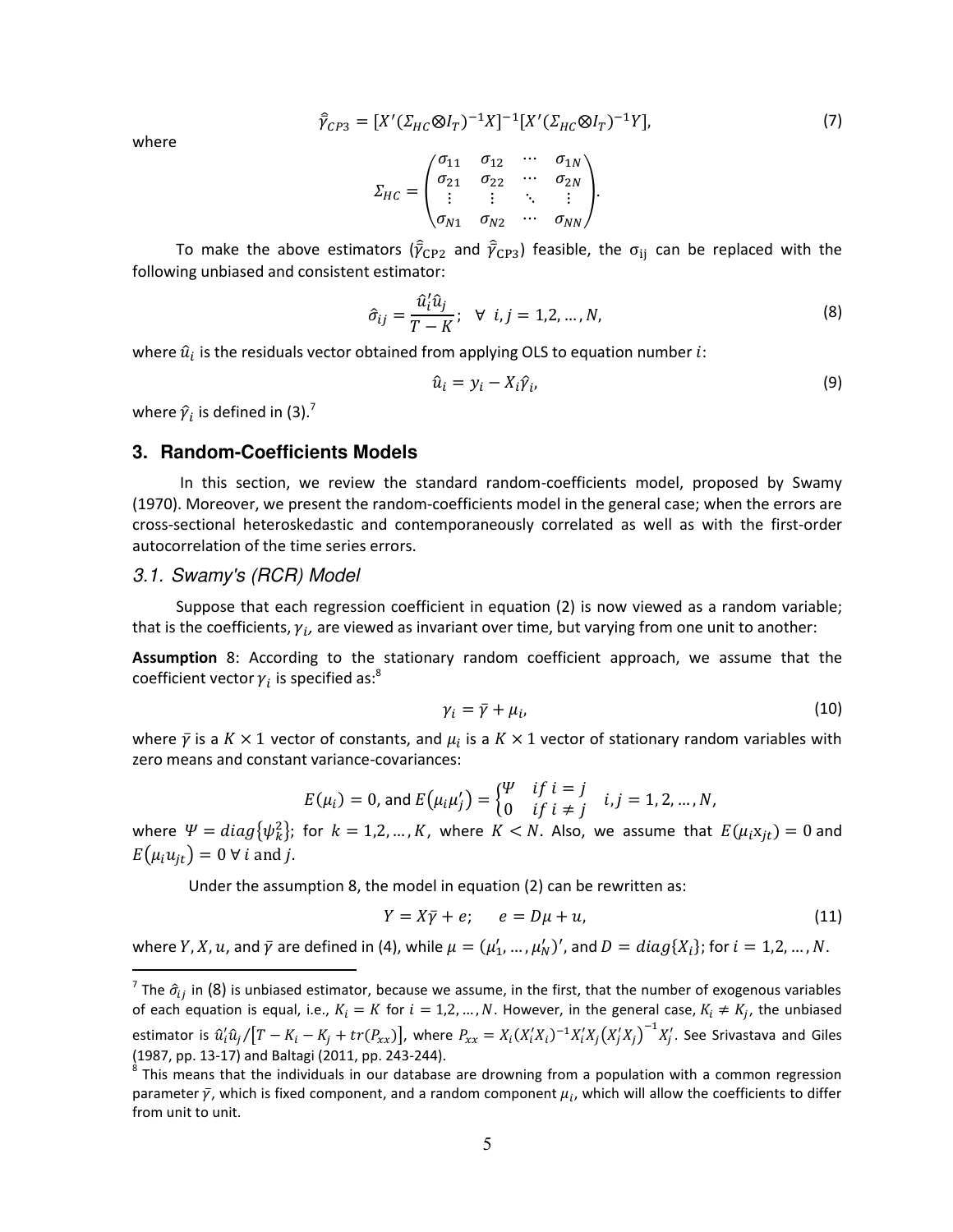$$\hat{\hat{\gamma}}_{CP3} = [X'(\Sigma_{HC} \otimes I_T)^{-1} X]^{-1} [X'(\Sigma_{HC} \otimes I_T)^{-1} Y], \tag{7}$$

where

$$\Sigma_{HC} = \begin{pmatrix} \sigma_{11} & \sigma_{12} & \cdots & \sigma_{1N} \\ \sigma_{21} & \sigma_{22} & \cdots & \sigma_{2N} \\ \vdots & \vdots & \ddots & \vdots \\ \sigma_{N1} & \sigma_{N2} & \cdots & \sigma_{NN} \end{pmatrix}.$$

To make the above estimators ($\hat{\hat{\gamma}}_{CP2}$ and $\hat{\hat{\gamma}}_{CP3}$) feasible, the $\sigma_{ij}$ can be replaced with the following unbiased and consistent estimator:

$$\hat{\sigma}_{ij} = \frac{\hat{u}_i' \hat{u}_j}{T-K}; \quad \forall \; i,j = 1,2,\ldots,N, \tag{8}$$

where $\hat{u}_i$ is the residuals vector obtained from applying OLS to equation number $i$:

$$\hat{u}_i = y_i - X_i \hat{\gamma}_i, \tag{9}$$

where $\hat{\gamma}_i$ is defined in (3).[7]

## 3. Random-Coefficients Models

In this section, we review the standard random-coefficients model, proposed by Swamy (1970). Moreover, we present the random-coefficients model in the general case; when the errors are cross-sectional heteroskedastic and contemporaneously correlated as well as with the first-order autocorrelation of the time series errors.

### *3.1. Swamy's (RCR) Model*

Suppose that each regression coefficient in equation (2) is now viewed as a random variable; that is the coefficients, $\gamma_i$, are viewed as invariant over time, but varying from one unit to another:

**Assumption** 8: According to the stationary random coefficient approach, we assume that the coefficient vector $\gamma_i$ is specified as:[8]

$$\gamma_i = \bar{\gamma} + \mu_i, \tag{10}$$

where $\bar{\gamma}$ is a $K \times 1$ vector of constants, and $\mu_i$ is a $K \times 1$ vector of stationary random variables with zero means and constant variance-covariances:

$$E(\mu_i) = 0, \text{ and } E(\mu_i \mu_j') = \begin{cases} \Psi & if \; i = j \\ 0 & if \; i \neq j \end{cases} \quad i,j = 1,2,\ldots,N,$$

where $\Psi = diag\{\psi_k^2\}$; for $k = 1,2,\ldots,K$, where $K < N$. Also, we assume that $E(\mu_i x_{jt}) = 0$ and $E(\mu_i u_{jt}) = 0 \; \forall \; i$ and $j$.

Under the assumption 8, the model in equation (2) can be rewritten as:

$$Y = X\bar{\gamma} + e; \qquad e = D\mu + u, \tag{11}$$

where $Y, X, u$, and $\bar{\gamma}$ are defined in (4), while $\mu = (\mu_1', \ldots, \mu_N')'$, and $D = diag\{X_i\}$; for $i = 1,2,\ldots,N$.

---

[7] The $\hat{\sigma}_{ij}$ in (8) is unbiased estimator, because we assume, in the first, that the number of exogenous variables of each equation is equal, i.e., $K_i = K$ for $i = 1,2,\ldots,N$. However, in the general case, $K_i \neq K_j$, the unbiased estimator is $\hat{u}_i' \hat{u}_j / [T - K_i - K_j + tr(P_{xx})]$, where $P_{xx} = X_i(X_i'X_i)^{-1} X_i' X_j (X_j' X_j)^{-1} X_j'$. See Srivastava and Giles (1987, pp. 13-17) and Baltagi (2011, pp. 243-244).

[8] This means that the individuals in our database are drowning from a population with a common regression parameter $\bar{\gamma}$, which is fixed component, and a random component $\mu_i$, which will allow the coefficients to differ from unit to unit.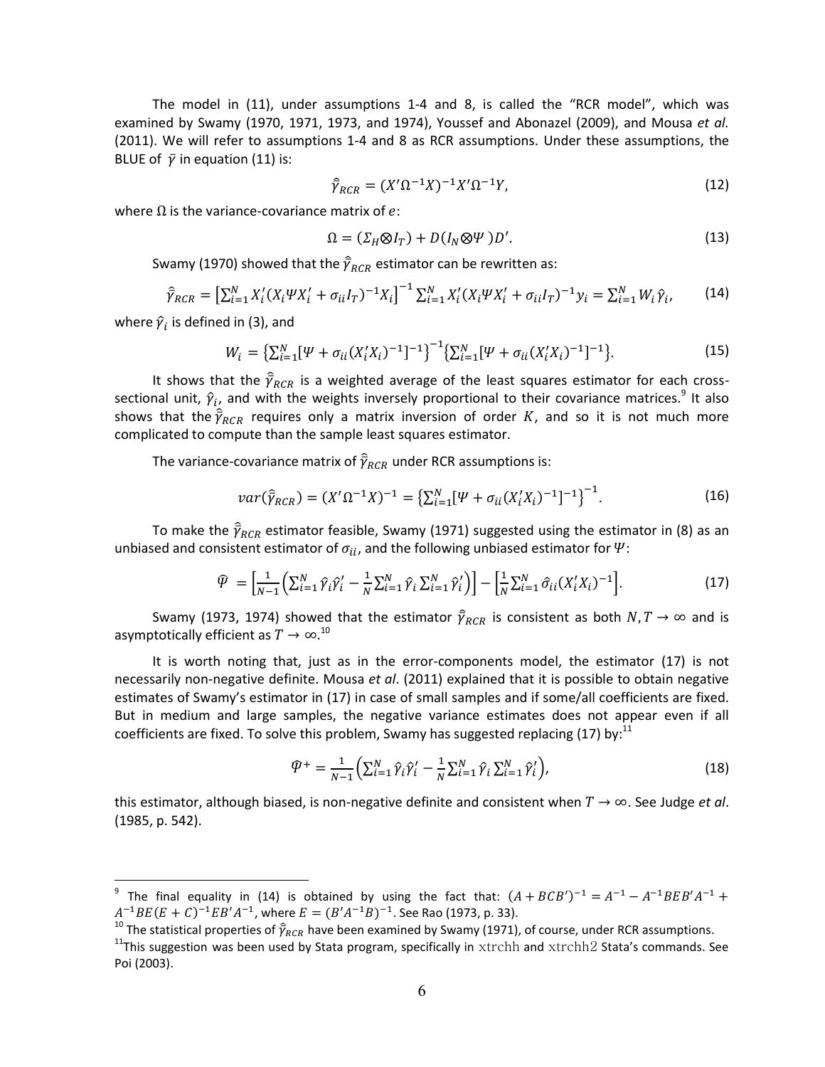The model in (11), under assumptions 1-4 and 8, is called the "RCR model", which was examined by Swamy (1970, 1971, 1973, and 1974), Youssef and Abonazel (2009), and Mousa *et al.* (2011). We will refer to assumptions 1-4 and 8 as RCR assumptions. Under these assumptions, the BLUE of $\bar{\gamma}$ in equation (11) is:

$$\hat{\bar{\gamma}}_{RCR} = (X'\Omega^{-1}X)^{-1}X'\Omega^{-1}Y, \tag{12}$$

where $\Omega$ is the variance-covariance matrix of $e$:

$$\Omega = (\Sigma_H \otimes I_T) + D(I_N \otimes \Psi)D'. \tag{13}$$

Swamy (1970) showed that the $\hat{\bar{\gamma}}_{RCR}$ estimator can be rewritten as:

$$\hat{\bar{\gamma}}_{RCR} = \left[\sum_{i=1}^{N} X_i'(X_i \Psi X_i' + \sigma_{ii} I_T)^{-1} X_i\right]^{-1} \sum_{i=1}^{N} X_i'(X_i \Psi X_i' + \sigma_{ii} I_T)^{-1} y_i = \sum_{i=1}^{N} W_i \hat{\gamma}_i, \tag{14}$$

where $\hat{\gamma}_i$ is defined in (3), and

$$W_i = \left\{\sum_{i=1}^{N}[\Psi + \sigma_{ii}(X_i'X_i)^{-1}]^{-1}\right\}^{-1}\left\{\sum_{i=1}^{N}[\Psi + \sigma_{ii}(X_i'X_i)^{-1}]^{-1}\right\}. \tag{15}$$

It shows that the $\hat{\bar{\gamma}}_{RCR}$ is a weighted average of the least squares estimator for each cross-sectional unit, $\hat{\gamma}_i$, and with the weights inversely proportional to their covariance matrices.[9] It also shows that the $\hat{\bar{\gamma}}_{RCR}$ requires only a matrix inversion of order $K$, and so it is not much more complicated to compute than the sample least squares estimator.

The variance-covariance matrix of $\hat{\bar{\gamma}}_{RCR}$ under RCR assumptions is:

$$var(\hat{\bar{\gamma}}_{RCR}) = (X'\Omega^{-1}X)^{-1} = \left\{\sum_{i=1}^{N}[\Psi + \sigma_{ii}(X_i'X_i)^{-1}]^{-1}\right\}^{-1}. \tag{16}$$

To make the $\hat{\bar{\gamma}}_{RCR}$ estimator feasible, Swamy (1971) suggested using the estimator in (8) as an unbiased and consistent estimator of $\sigma_{ii}$, and the following unbiased estimator for $\Psi$:

$$\hat{\Psi} = \left[\frac{1}{N-1}\left(\sum_{i=1}^{N}\hat{\gamma}_i\hat{\gamma}_i' - \frac{1}{N}\sum_{i=1}^{N}\hat{\gamma}_i\sum_{i=1}^{N}\hat{\gamma}_i'\right)\right] - \left[\frac{1}{N}\sum_{i=1}^{N}\hat{\sigma}_{ii}(X_i'X_i)^{-1}\right]. \tag{17}$$

Swamy (1973, 1974) showed that the estimator $\hat{\bar{\gamma}}_{RCR}$ is consistent as both $N, T \to \infty$ and is asymptotically efficient as $T \to \infty$.[10]

It is worth noting that, just as in the error-components model, the estimator (17) is not necessarily non-negative definite. Mousa *et al*. (2011) explained that it is possible to obtain negative estimates of Swamy's estimator in (17) in case of small samples and if some/all coefficients are fixed. But in medium and large samples, the negative variance estimates does not appear even if all coefficients are fixed. To solve this problem, Swamy has suggested replacing (17) by:[11]

$$\hat{\Psi}^{+} = \frac{1}{N-1}\left(\sum_{i=1}^{N}\hat{\gamma}_i\hat{\gamma}_i' - \frac{1}{N}\sum_{i=1}^{N}\hat{\gamma}_i\sum_{i=1}^{N}\hat{\gamma}_i'\right), \tag{18}$$

this estimator, although biased, is non-negative definite and consistent when $T \to \infty$. See Judge *et al*. (1985, p. 542).

---

[9] The final equality in (14) is obtained by using the fact that: $(A + BCB')^{-1} = A^{-1} - A^{-1}BEB'A^{-1} + A^{-1}BE(E + C)^{-1}EB'A^{-1}$, where $E = (B'A^{-1}B)^{-1}$. See Rao (1973, p. 33).

[10] The statistical properties of $\hat{\bar{\gamma}}_{RCR}$ have been examined by Swamy (1971), of course, under RCR assumptions.

[11] This suggestion was been used by Stata program, specifically in xtrchh and xtrchh2 Stata's commands. See Poi (2003).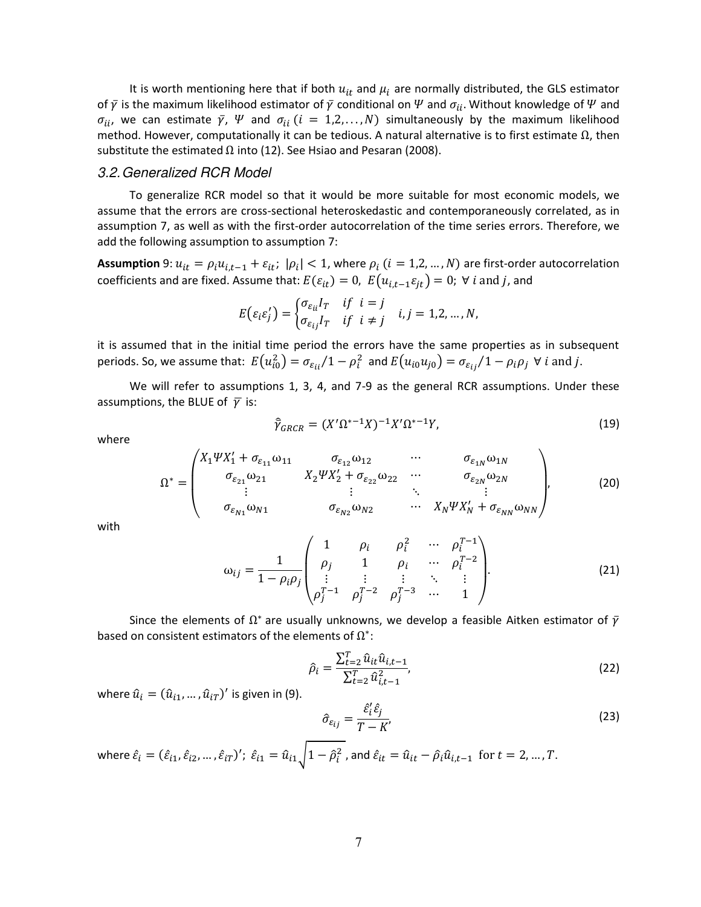It is worth mentioning here that if both $u_{it}$ and $\mu_i$ are normally distributed, the GLS estimator of $\bar{\gamma}$ is the maximum likelihood estimator of $\bar{\gamma}$ conditional on $\Psi$ and $\sigma_{ii}$. Without knowledge of $\Psi$ and $\sigma_{ii}$, we can estimate $\bar{\gamma}$, $\Psi$ and $\sigma_{ii}$ $(i = 1,2,\ldots,N)$ simultaneously by the maximum likelihood method. However, computationally it can be tedious. A natural alternative is to first estimate $\Omega$, then substitute the estimated $\Omega$ into (12). See Hsiao and Pesaran (2008).

### *3.2. Generalized RCR Model*

To generalize RCR model so that it would be more suitable for most economic models, we assume that the errors are cross-sectional heteroskedastic and contemporaneously correlated, as in assumption 7, as well as with the first-order autocorrelation of the time series errors. Therefore, we add the following assumption to assumption 7:

**Assumption** 9: $u_{it} = \rho_i u_{i,t-1} + \varepsilon_{it}$; $|\rho_i| < 1$, where $\rho_i$ $(i = 1,2,\ldots,N)$ are first-order autocorrelation coefficients and are fixed. Assume that: $E(\varepsilon_{it}) = 0$, $E(u_{i,t-1}\varepsilon_{jt}) = 0$; $\forall\, i$ and $j$, and

$$E(\varepsilon_i \varepsilon_j') = \begin{cases} \sigma_{\varepsilon_{ii}} I_T & if\ \ i = j \\ \sigma_{\varepsilon_{ij}} I_T & if\ \ i \neq j \end{cases} \quad i,j = 1,2,\ldots,N,$$

it is assumed that in the initial time period the errors have the same properties as in subsequent periods. So, we assume that: $E(u_{i0}^2) = \sigma_{\varepsilon_{ii}}/1-\rho_i^2$ and $E(u_{i0}u_{j0}) = \sigma_{\varepsilon_{ij}}/1-\rho_i\rho_j$ $\forall\, i$ and $j$.

We will refer to assumptions 1, 3, 4, and 7-9 as the general RCR assumptions. Under these assumptions, the BLUE of $\bar{\gamma}$ is:

$$\hat{\bar{\gamma}}_{GRCR} = (X'\Omega^{*-1}X)^{-1}X'\Omega^{*-1}Y, \tag{19}$$

where

$$\Omega^* = \begin{pmatrix} X_1\Psi X_1' + \sigma_{\varepsilon_{11}}\omega_{11} & \sigma_{\varepsilon_{12}}\omega_{12} & \cdots & \sigma_{\varepsilon_{1N}}\omega_{1N} \\ \sigma_{\varepsilon_{21}}\omega_{21} & X_2\Psi X_2' + \sigma_{\varepsilon_{22}}\omega_{22} & \cdots & \sigma_{\varepsilon_{2N}}\omega_{2N} \\ \vdots & \vdots & \ddots & \vdots \\ \sigma_{\varepsilon_{N1}}\omega_{N1} & \sigma_{\varepsilon_{N2}}\omega_{N2} & \cdots & X_N\Psi X_N' + \sigma_{\varepsilon_{NN}}\omega_{NN} \end{pmatrix}, \tag{20}$$

with

$$\omega_{ij} = \frac{1}{1-\rho_i\rho_j}\begin{pmatrix} 1 & \rho_i & \rho_i^2 & \cdots & \rho_i^{T-1} \\ \rho_j & 1 & \rho_i & \cdots & \rho_i^{T-2} \\ \vdots & \vdots & \vdots & \ddots & \vdots \\ \rho_j^{T-1} & \rho_j^{T-2} & \rho_j^{T-3} & \cdots & 1 \end{pmatrix}. \tag{21}$$

Since the elements of $\Omega^*$ are usually unknowns, we develop a feasible Aitken estimator of $\bar{\gamma}$ based on consistent estimators of the elements of $\Omega^*$:

$$\hat{\rho}_i = \frac{\sum_{t=2}^{T}\hat{u}_{it}\hat{u}_{i,t-1}}{\sum_{t=2}^{T}\hat{u}_{i,t-1}^2}, \tag{22}$$

where $\hat{u}_i = (\hat{u}_{i1},\ldots,\hat{u}_{iT})'$ is given in (9).

$$\hat{\sigma}_{\varepsilon_{ij}} = \frac{\hat{\varepsilon}_i'\hat{\varepsilon}_j}{T-K}, \tag{23}$$

where $\hat{\varepsilon}_i = (\hat{\varepsilon}_{i1},\hat{\varepsilon}_{i2},\ldots,\hat{\varepsilon}_{iT})'$; $\hat{\varepsilon}_{i1} = \hat{u}_{i1}\sqrt{1-\hat{\rho}_i^2}$, and $\hat{\varepsilon}_{it} = \hat{u}_{it} - \hat{\rho}_i\hat{u}_{i,t-1}$ for $t = 2,\ldots,T$.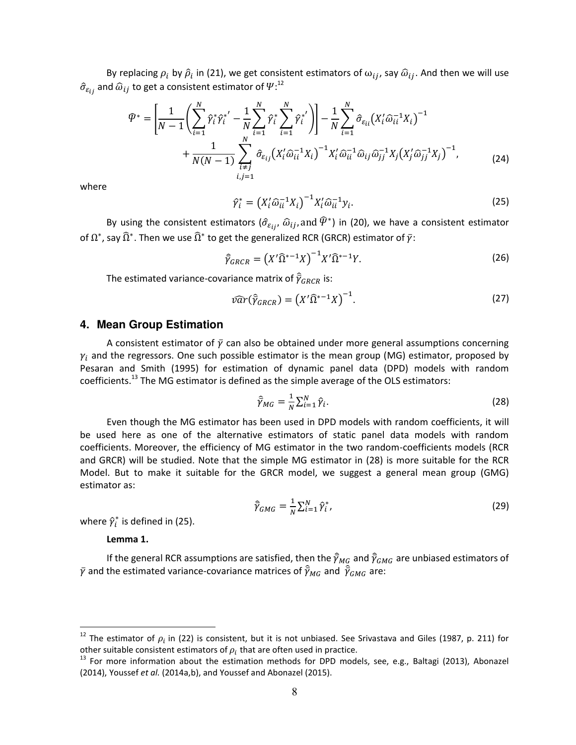By replacing $\rho_i$ by $\hat{\rho}_i$ in (21), we get consistent estimators of $\omega_{ij}$, say $\widehat{\omega}_{ij}$. And then we will use $\hat{\sigma}_{\varepsilon_{ij}}$ and $\widehat{\omega}_{ij}$ to get a consistent estimator of $\Psi$:[12]

$$\widehat{\Psi}^{*} = \left[\frac{1}{N-1}\left(\sum_{i=1}^{N} \hat{\gamma}_i^{*} \hat{\gamma}_i^{*\prime} - \frac{1}{N}\sum_{i=1}^{N} \hat{\gamma}_i^{*} \sum_{i=1}^{N} \hat{\gamma}_i^{*\prime}\right)\right] - \frac{1}{N}\sum_{i=1}^{N} \hat{\sigma}_{\varepsilon_{ii}} \left(X_i' \widehat{\omega}_{ii}^{-1} X_i\right)^{-1} + \frac{1}{N(N-1)} \sum_{\substack{i \neq j \\ i,j=1}}^{N} \hat{\sigma}_{\varepsilon_{ij}} \left(X_i' \widehat{\omega}_{ii}^{-1} X_i\right)^{-1} X_i' \widehat{\omega}_{ii}^{-1} \widehat{\omega}_{ij} \widehat{\omega}_{jj}^{-1} X_j \left(X_j' \widehat{\omega}_{jj}^{-1} X_j\right)^{-1}, \tag{24}$$

where

$$\hat{\gamma}_i^{*} = \left(X_i' \widehat{\omega}_{ii}^{-1} X_i\right)^{-1} X_i' \widehat{\omega}_{ii}^{-1} y_i. \tag{25}$$

By using the consistent estimators ($\hat{\sigma}_{\varepsilon_{ij}}$, $\widehat{\omega}_{ij}$, and $\widehat{\Psi}^{*}$) in (20), we have a consistent estimator of $\Omega^{*}$, say $\widehat{\Omega}^{*}$. Then we use $\widehat{\Omega}^{*}$ to get the generalized RCR (GRCR) estimator of $\bar{\gamma}$:

$$\hat{\bar{\gamma}}_{GRCR} = \left(X' \widehat{\Omega}^{*-1} X\right)^{-1} X' \widehat{\Omega}^{*-1} Y. \tag{26}$$

The estimated variance-covariance matrix of $\hat{\bar{\gamma}}_{GRCR}$ is:

$$\widehat{var}(\hat{\bar{\gamma}}_{GRCR}) = \left(X' \widehat{\Omega}^{*-1} X\right)^{-1}. \tag{27}$$

## 4. Mean Group Estimation

A consistent estimator of $\bar{\gamma}$ can also be obtained under more general assumptions concerning $\gamma_i$ and the regressors. One such possible estimator is the mean group (MG) estimator, proposed by Pesaran and Smith (1995) for estimation of dynamic panel data (DPD) models with random coefficients.[13] The MG estimator is defined as the simple average of the OLS estimators:

$$\hat{\bar{\gamma}}_{MG} = \frac{1}{N}\textstyle\sum_{i=1}^{N} \hat{\gamma}_i. \tag{28}$$

Even though the MG estimator has been used in DPD models with random coefficients, it will be used here as one of the alternative estimators of static panel data models with random coefficients. Moreover, the efficiency of MG estimator in the two random-coefficients models (RCR and GRCR) will be studied. Note that the simple MG estimator in (28) is more suitable for the RCR Model. But to make it suitable for the GRCR model, we suggest a general mean group (GMG) estimator as:

$$\hat{\bar{\gamma}}_{GMG} = \frac{1}{N}\textstyle\sum_{i=1}^{N} \hat{\gamma}_i^{*}, \tag{29}$$

where $\hat{\gamma}_i^{*}$ is defined in (25).

**Lemma 1.**

If the general RCR assumptions are satisfied, then the $\hat{\bar{\gamma}}_{MG}$ and $\hat{\bar{\gamma}}_{GMG}$ are unbiased estimators of $\bar{\gamma}$ and the estimated variance-covariance matrices of $\hat{\bar{\gamma}}_{MG}$ and $\hat{\bar{\gamma}}_{GMG}$ are:

---

[12] The estimator of $\rho_i$ in (22) is consistent, but it is not unbiased. See Srivastava and Giles (1987, p. 211) for other suitable consistent estimators of $\rho_i$ that are often used in practice.

[13] For more information about the estimation methods for DPD models, see, e.g., Baltagi (2013), Abonazel (2014), Youssef *et al.* (2014a,b), and Youssef and Abonazel (2015).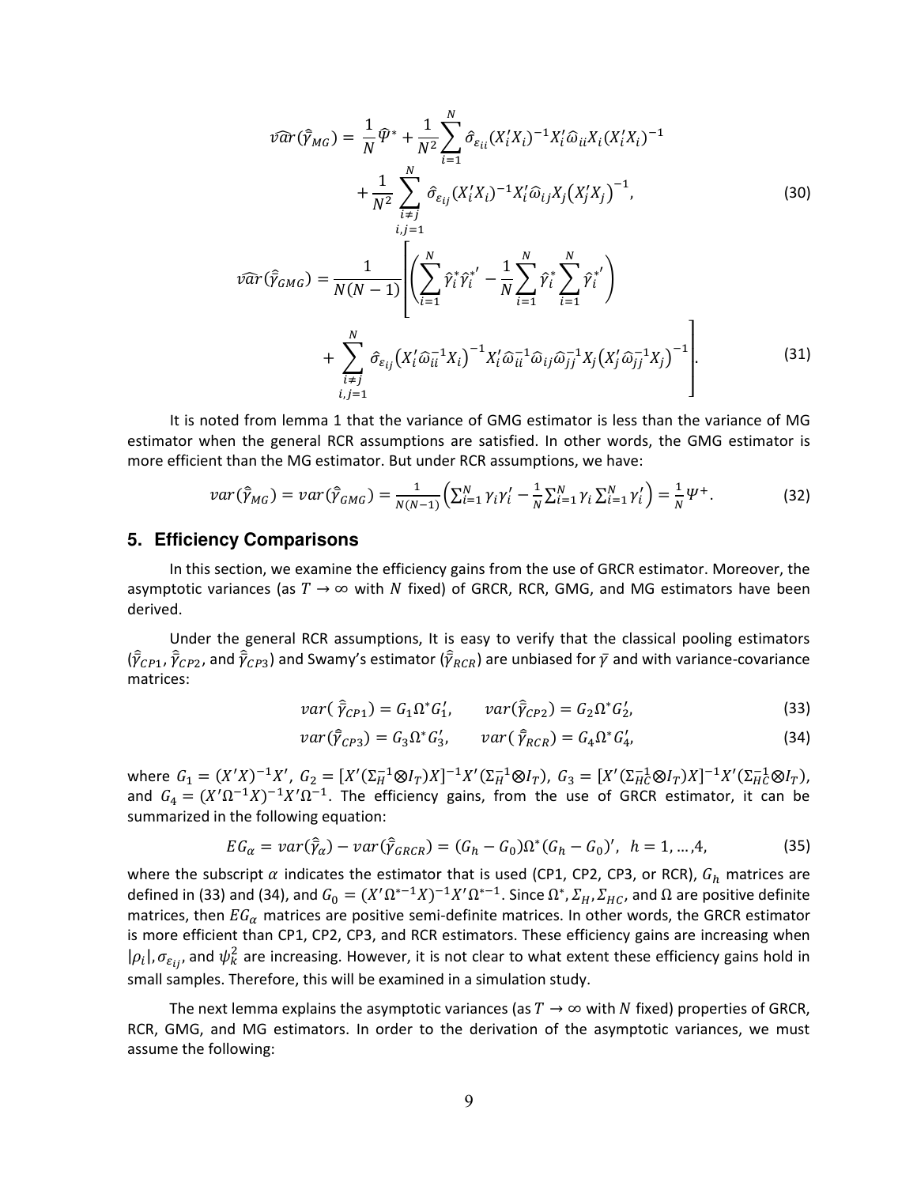$$\widehat{var}(\hat{\bar{\gamma}}_{MG}) = \frac{1}{N}\widehat{\Psi}^{*} + \frac{1}{N^2}\sum_{i=1}^{N}\hat{\sigma}_{\varepsilon_{ii}}(X_i'X_i)^{-1}X_i'\widehat{\omega}_{ii}X_i(X_i'X_i)^{-1} + \frac{1}{N^2}\sum_{\substack{i\neq j \\ i,j=1}}^{N}\hat{\sigma}_{\varepsilon_{ij}}(X_i'X_i)^{-1}X_i'\widehat{\omega}_{ij}X_j\left(X_j'X_j\right)^{-1}, \tag{30}$$

$$\widehat{var}(\hat{\bar{\gamma}}_{GMG}) = \frac{1}{N(N-1)}\left[\left(\sum_{i=1}^{N}\hat{\gamma}_i^{*}\hat{\gamma}_i^{*'} - \frac{1}{N}\sum_{i=1}^{N}\hat{\gamma}_i^{*}\sum_{i=1}^{N}\hat{\gamma}_i^{*'}\right) + \sum_{\substack{i\neq j \\ i,j=1}}^{N}\hat{\sigma}_{\varepsilon_{ij}}\left(X_i'\widehat{\omega}_{ii}^{-1}X_i\right)^{-1}X_i'\widehat{\omega}_{ii}^{-1}\widehat{\omega}_{ij}\widehat{\omega}_{jj}^{-1}X_j\left(X_j'\widehat{\omega}_{jj}^{-1}X_j\right)^{-1}\right]. \tag{31}$$

It is noted from lemma 1 that the variance of GMG estimator is less than the variance of MG estimator when the general RCR assumptions are satisfied. In other words, the GMG estimator is more efficient than the MG estimator. But under RCR assumptions, we have:

$$var(\hat{\bar{\gamma}}_{MG}) = var(\hat{\bar{\gamma}}_{GMG}) = \frac{1}{N(N-1)}\left(\sum_{i=1}^{N}\gamma_i\gamma_i' - \frac{1}{N}\sum_{i=1}^{N}\gamma_i\sum_{i=1}^{N}\gamma_i'\right) = \frac{1}{N}\Psi^{+}. \tag{32}$$

## 5. Efficiency Comparisons

In this section, we examine the efficiency gains from the use of GRCR estimator. Moreover, the asymptotic variances (as $T \to \infty$ with $N$ fixed) of GRCR, RCR, GMG, and MG estimators have been derived.

Under the general RCR assumptions, It is easy to verify that the classical pooling estimators ($\hat{\bar{\gamma}}_{CP1}$, $\hat{\bar{\gamma}}_{CP2}$, and $\hat{\bar{\gamma}}_{CP3}$) and Swamy's estimator ($\hat{\bar{\gamma}}_{RCR}$) are unbiased for $\bar{\gamma}$ and with variance-covariance matrices:

$$var(\hat{\bar{\gamma}}_{CP1}) = G_1\Omega^{*}G_1', \qquad var(\hat{\bar{\gamma}}_{CP2}) = G_2\Omega^{*}G_2', \tag{33}$$

$$var(\hat{\bar{\gamma}}_{CP3}) = G_3\Omega^{*}G_3', \qquad var(\hat{\bar{\gamma}}_{RCR}) = G_4\Omega^{*}G_4', \tag{34}$$

where $G_1 = (X'X)^{-1}X'$, $G_2 = [X'(\Sigma_H^{-1}\otimes I_T)X]^{-1}X'(\Sigma_H^{-1}\otimes I_T)$, $G_3 = [X'(\Sigma_{HC}^{-1}\otimes I_T)X]^{-1}X'(\Sigma_{HC}^{-1}\otimes I_T)$, and $G_4 = (X'\Omega^{-1}X)^{-1}X'\Omega^{-1}$. The efficiency gains, from the use of GRCR estimator, it can be summarized in the following equation:

$$EG_{\alpha} = var(\hat{\bar{\gamma}}_{\alpha}) - var(\hat{\bar{\gamma}}_{GRCR}) = (G_h - G_0)\Omega^{*}(G_h - G_0)', \;\; h = 1, \ldots, 4, \tag{35}$$

where the subscript $\alpha$ indicates the estimator that is used (CP1, CP2, CP3, or RCR), $G_h$ matrices are defined in (33) and (34), and $G_0 = (X'\Omega^{*-1}X)^{-1}X'\Omega^{*-1}$. Since $\Omega^{*}, \Sigma_H, \Sigma_{HC}$, and $\Omega$ are positive definite matrices, then $EG_{\alpha}$ matrices are positive semi-definite matrices. In other words, the GRCR estimator is more efficient than CP1, CP2, CP3, and RCR estimators. These efficiency gains are increasing when $|\rho_i|, \sigma_{\varepsilon_{ij}}$, and $\psi_k^2$ are increasing. However, it is not clear to what extent these efficiency gains hold in small samples. Therefore, this will be examined in a simulation study.

The next lemma explains the asymptotic variances (as $T \to \infty$ with $N$ fixed) properties of GRCR, RCR, GMG, and MG estimators. In order to the derivation of the asymptotic variances, we must assume the following: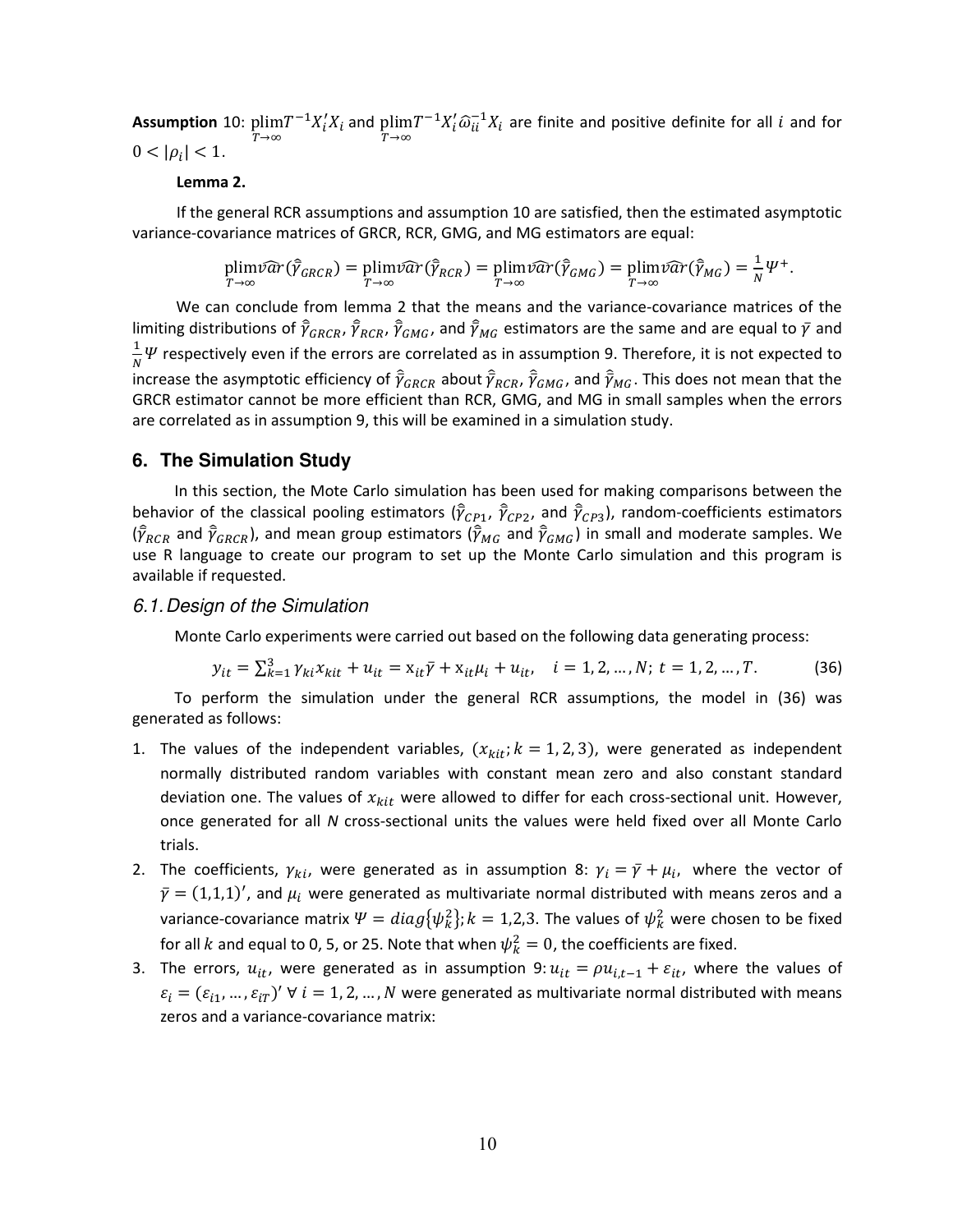**Assumption** 10: $\underset{T\to\infty}{\text{plim}} T^{-1}X_i'X_i$ and $\underset{T\to\infty}{\text{plim}} T^{-1}X_i'\widehat{\omega}_{ii}^{-1}X_i$ are finite and positive definite for all $i$ and for $0 < |\rho_i| < 1$.

**Lemma 2.**

If the general RCR assumptions and assumption 10 are satisfied, then the estimated asymptotic variance-covariance matrices of GRCR, RCR, GMG, and MG estimators are equal:

$$\underset{T\to\infty}{\text{plim}}\widehat{var}(\hat{\bar{\gamma}}_{GRCR}) = \underset{T\to\infty}{\text{plim}}\widehat{var}(\hat{\bar{\gamma}}_{RCR}) = \underset{T\to\infty}{\text{plim}}\widehat{var}(\hat{\bar{\gamma}}_{GMG}) = \underset{T\to\infty}{\text{plim}}\widehat{var}(\hat{\bar{\gamma}}_{MG}) = \frac{1}{N}\Psi^{+}.$$

We can conclude from lemma 2 that the means and the variance-covariance matrices of the limiting distributions of $\hat{\bar{\gamma}}_{GRCR}$, $\hat{\bar{\gamma}}_{RCR}$, $\hat{\bar{\gamma}}_{GMG}$, and $\hat{\bar{\gamma}}_{MG}$ estimators are the same and are equal to $\bar{\gamma}$ and $\frac{1}{N}\Psi$ respectively even if the errors are correlated as in assumption 9. Therefore, it is not expected to increase the asymptotic efficiency of $\hat{\bar{\gamma}}_{GRCR}$ about $\hat{\bar{\gamma}}_{RCR}$, $\hat{\bar{\gamma}}_{GMG}$, and $\hat{\bar{\gamma}}_{MG}$. This does not mean that the GRCR estimator cannot be more efficient than RCR, GMG, and MG in small samples when the errors are correlated as in assumption 9, this will be examined in a simulation study.

## 6. The Simulation Study

In this section, the Mote Carlo simulation has been used for making comparisons between the behavior of the classical pooling estimators ($\hat{\bar{\gamma}}_{CP1}$, $\hat{\bar{\gamma}}_{CP2}$, and $\hat{\bar{\gamma}}_{CP3}$), random-coefficients estimators ($\hat{\bar{\gamma}}_{RCR}$ and $\hat{\bar{\gamma}}_{GRCR}$), and mean group estimators ($\hat{\bar{\gamma}}_{MG}$ and $\hat{\bar{\gamma}}_{GMG}$) in small and moderate samples. We use R language to create our program to set up the Monte Carlo simulation and this program is available if requested.

### *6.1. Design of the Simulation*

Monte Carlo experiments were carried out based on the following data generating process:

$$y_{it} = \sum_{k=1}^{3}\gamma_{ki}x_{kit} + u_{it} = \mathrm{x}_{it}\bar{\gamma} + \mathrm{x}_{it}\mu_i + u_{it}, \quad i = 1, 2, \ldots, N;\ t = 1, 2, \ldots, T. \tag{36}$$

To perform the simulation under the general RCR assumptions, the model in (36) was generated as follows:

1. The values of the independent variables, $(x_{kit}; k = 1, 2, 3)$, were generated as independent normally distributed random variables with constant mean zero and also constant standard deviation one. The values of $x_{kit}$ were allowed to differ for each cross-sectional unit. However, once generated for all *N* cross-sectional units the values were held fixed over all Monte Carlo trials.
2. The coefficients, $\gamma_{ki}$, were generated as in assumption 8: $\gamma_i = \bar{\gamma} + \mu_i$, where the vector of $\bar{\gamma} = (1,1,1)'$, and $\mu_i$ were generated as multivariate normal distributed with means zeros and a variance-covariance matrix $\Psi = diag\{\psi_k^2\}; k = 1,2,3$. The values of $\psi_k^2$ were chosen to be fixed for all $k$ and equal to 0, 5, or 25. Note that when $\psi_k^2 = 0$, the coefficients are fixed.
3. The errors, $u_{it}$, were generated as in assumption 9: $u_{it} = \rho u_{i,t-1} + \varepsilon_{it}$, where the values of $\varepsilon_i = (\varepsilon_{i1}, \ldots, \varepsilon_{iT})'\ \forall\ i = 1, 2, \ldots, N$ were generated as multivariate normal distributed with means zeros and a variance-covariance matrix: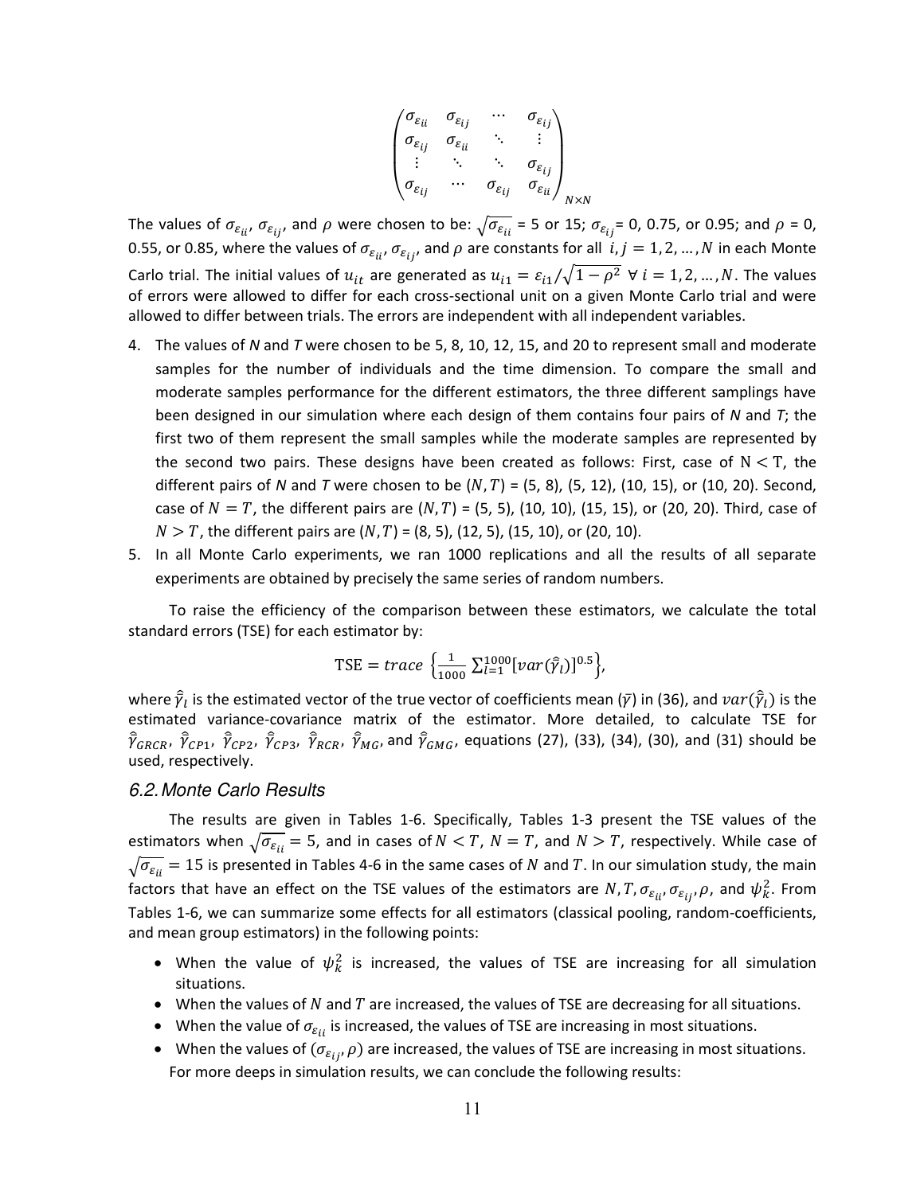$$
\begin{pmatrix}
\sigma_{\varepsilon_{ii}} & \sigma_{\varepsilon_{ij}} & \cdots & \sigma_{\varepsilon_{ij}} \\
\sigma_{\varepsilon_{ij}} & \sigma_{\varepsilon_{ii}} & \ddots & \vdots \\
\vdots & \ddots & \ddots & \sigma_{\varepsilon_{ij}} \\
\sigma_{\varepsilon_{ij}} & \cdots & \sigma_{\varepsilon_{ij}} & \sigma_{\varepsilon_{ii}}
\end{pmatrix}_{N\times N}
$$

The values of $\sigma_{\varepsilon_{ii}}$, $\sigma_{\varepsilon_{ij}}$, and $\rho$ were chosen to be: $\sqrt{\sigma_{\varepsilon_{ii}}}$ = 5 or 15; $\sigma_{\varepsilon_{ij}}$= 0, 0.75, or 0.95; and $\rho$ = 0, 0.55, or 0.85, where the values of $\sigma_{\varepsilon_{ii}}$, $\sigma_{\varepsilon_{ij}}$, and $\rho$ are constants for all $i, j = 1, 2, \dots, N$ in each Monte Carlo trial. The initial values of $u_{it}$ are generated as $u_{i1} = \varepsilon_{i1}/\sqrt{1-\rho^2}\ \forall\ i = 1, 2, \dots, N$. The values of errors were allowed to differ for each cross-sectional unit on a given Monte Carlo trial and were allowed to differ between trials. The errors are independent with all independent variables.

4. The values of *N* and *T* were chosen to be 5, 8, 10, 12, 15, and 20 to represent small and moderate samples for the number of individuals and the time dimension. To compare the small and moderate samples performance for the different estimators, the three different samplings have been designed in our simulation where each design of them contains four pairs of *N* and *T*; the first two of them represent the small samples while the moderate samples are represented by the second two pairs. These designs have been created as follows: First, case of $N < T$, the different pairs of *N* and *T* were chosen to be $(N, T)$ = (5, 8), (5, 12), (10, 15), or (10, 20). Second, case of $N = T$, the different pairs are $(N, T)$ = (5, 5), (10, 10), (15, 15), or (20, 20). Third, case of $N > T$, the different pairs are $(N, T)$ = (8, 5), (12, 5), (15, 10), or (20, 10).
5. In all Monte Carlo experiments, we ran 1000 replications and all the results of all separate experiments are obtained by precisely the same series of random numbers.

To raise the efficiency of the comparison between these estimators, we calculate the total standard errors (TSE) for each estimator by:

$$
\text{TSE} = trace\ \left\{\frac{1}{1000}\sum_{l=1}^{1000}[var(\hat{\bar{\gamma}}_l)]^{0.5}\right\},
$$

where $\hat{\bar{\gamma}}_l$ is the estimated vector of the true vector of coefficients mean $(\bar{\gamma})$ in (36), and $var(\hat{\bar{\gamma}}_l)$ is the estimated variance-covariance matrix of the estimator. More detailed, to calculate TSE for $\hat{\bar{\gamma}}_{GRCR}$, $\hat{\bar{\gamma}}_{CP1}$, $\hat{\bar{\gamma}}_{CP2}$, $\hat{\bar{\gamma}}_{CP3}$, $\hat{\bar{\gamma}}_{RCR}$, $\hat{\bar{\gamma}}_{MG}$, and $\hat{\bar{\gamma}}_{GMG}$, equations (27), (33), (34), (30), and (31) should be used, respectively.

## 6.2. Monte Carlo Results

The results are given in Tables 1-6. Specifically, Tables 1-3 present the TSE values of the estimators when $\sqrt{\sigma_{\varepsilon_{ii}}} = 5$, and in cases of $N < T$, $N = T$, and $N > T$, respectively. While case of $\sqrt{\sigma_{\varepsilon_{ii}}} = 15$ is presented in Tables 4-6 in the same cases of $N$ and $T$. In our simulation study, the main factors that have an effect on the TSE values of the estimators are $N, T, \sigma_{\varepsilon_{ii}}, \sigma_{\varepsilon_{ij}}, \rho$, and $\psi_k^2$. From Tables 1-6, we can summarize some effects for all estimators (classical pooling, random-coefficients, and mean group estimators) in the following points:

- When the value of $\psi_k^2$ is increased, the values of TSE are increasing for all simulation situations.
- When the values of $N$ and $T$ are increased, the values of TSE are decreasing for all situations.
- When the value of $\sigma_{\varepsilon_{ii}}$ is increased, the values of TSE are increasing in most situations.
- When the values of $(\sigma_{\varepsilon_{ij}}, \rho)$ are increased, the values of TSE are increasing in most situations.

For more deeps in simulation results, we can conclude the following results: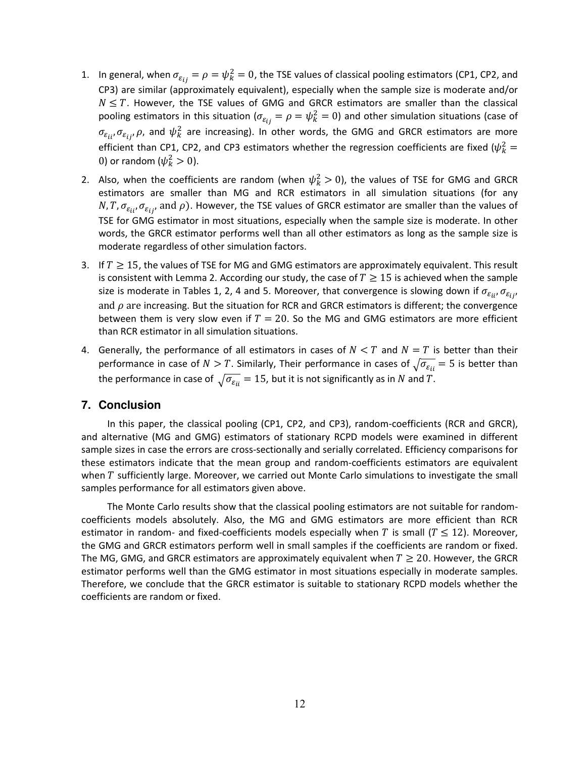1. In general, when $\sigma_{\varepsilon_{ij}} = \rho = \psi_k^2 = 0$, the TSE values of classical pooling estimators (CP1, CP2, and CP3) are similar (approximately equivalent), especially when the sample size is moderate and/or $N \leq T$. However, the TSE values of GMG and GRCR estimators are smaller than the classical pooling estimators in this situation ($\sigma_{\varepsilon_{ij}} = \rho = \psi_k^2 = 0$) and other simulation situations (case of $\sigma_{\varepsilon_{ii}}, \sigma_{\varepsilon_{ij}}, \rho$, and $\psi_k^2$ are increasing). In other words, the GMG and GRCR estimators are more efficient than CP1, CP2, and CP3 estimators whether the regression coefficients are fixed ($\psi_k^2 = 0$) or random ($\psi_k^2 > 0$).
2. Also, when the coefficients are random (when $\psi_k^2 > 0$), the values of TSE for GMG and GRCR estimators are smaller than MG and RCR estimators in all simulation situations (for any $N, T, \sigma_{\varepsilon_{ii}}, \sigma_{\varepsilon_{ij}}$, and $\rho$). However, the TSE values of GRCR estimator are smaller than the values of TSE for GMG estimator in most situations, especially when the sample size is moderate. In other words, the GRCR estimator performs well than all other estimators as long as the sample size is moderate regardless of other simulation factors.
3. If $T \geq 15$, the values of TSE for MG and GMG estimators are approximately equivalent. This result is consistent with Lemma 2. According our study, the case of $T \geq 15$ is achieved when the sample size is moderate in Tables 1, 2, 4 and 5. Moreover, that convergence is slowing down if $\sigma_{\varepsilon_{ii}}, \sigma_{\varepsilon_{ij}}$, and $\rho$ are increasing. But the situation for RCR and GRCR estimators is different; the convergence between them is very slow even if $T = 20$. So the MG and GMG estimators are more efficient than RCR estimator in all simulation situations.
4. Generally, the performance of all estimators in cases of $N < T$ and $N = T$ is better than their performance in case of $N > T$. Similarly, Their performance in cases of $\sqrt{\sigma_{\varepsilon_{ii}}} = 5$ is better than the performance in case of $\sqrt{\sigma_{\varepsilon_{ii}}} = 15$, but it is not significantly as in $N$ and $T$.

## 7. Conclusion

In this paper, the classical pooling (CP1, CP2, and CP3), random-coefficients (RCR and GRCR), and alternative (MG and GMG) estimators of stationary RCPD models were examined in different sample sizes in case the errors are cross-sectionally and serially correlated. Efficiency comparisons for these estimators indicate that the mean group and random-coefficients estimators are equivalent when $T$ sufficiently large. Moreover, we carried out Monte Carlo simulations to investigate the small samples performance for all estimators given above.

The Monte Carlo results show that the classical pooling estimators are not suitable for random-coefficients models absolutely. Also, the MG and GMG estimators are more efficient than RCR estimator in random- and fixed-coefficients models especially when $T$ is small ($T \leq 12$). Moreover, the GMG and GRCR estimators perform well in small samples if the coefficients are random or fixed. The MG, GMG, and GRCR estimators are approximately equivalent when $T \geq 20$. However, the GRCR estimator performs well than the GMG estimator in most situations especially in moderate samples. Therefore, we conclude that the GRCR estimator is suitable to stationary RCPD models whether the coefficients are random or fixed.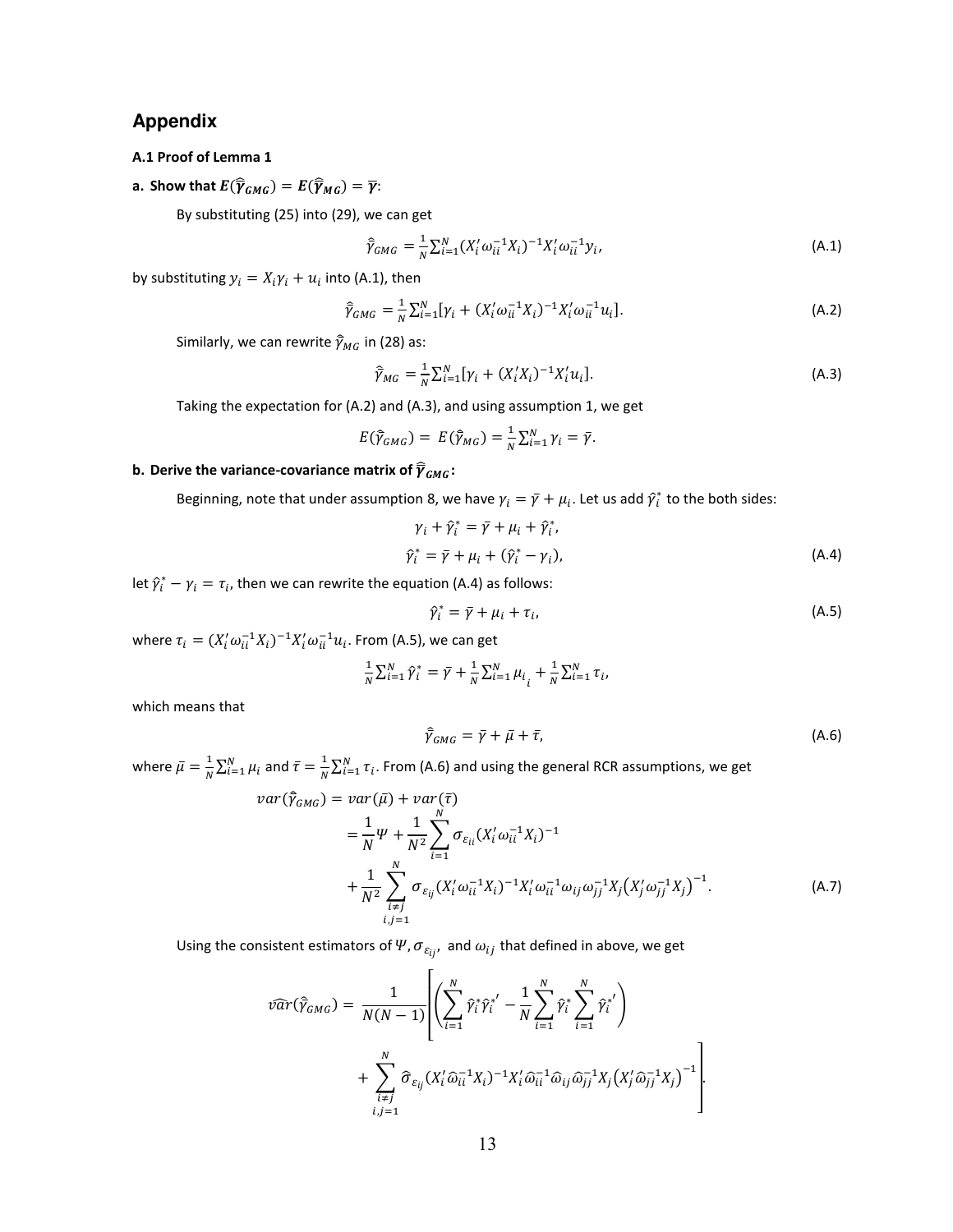## Appendix

### A.1 Proof of Lemma 1

**a. Show that $E(\hat{\bar{\gamma}}_{GMG}) = E(\hat{\bar{\gamma}}_{MG}) = \bar{\gamma}$:**

By substituting (25) into (29), we can get

$$\hat{\bar{\gamma}}_{GMG} = \frac{1}{N}\sum_{i=1}^{N}(X_i'\omega_{ii}^{-1}X_i)^{-1}X_i'\omega_{ii}^{-1}y_i, \tag{A.1}$$

by substituting $y_i = X_i\gamma_i + u_i$ into (A.1), then

$$\hat{\bar{\gamma}}_{GMG} = \frac{1}{N}\sum_{i=1}^{N}[\gamma_i + (X_i'\omega_{ii}^{-1}X_i)^{-1}X_i'\omega_{ii}^{-1}u_i]. \tag{A.2}$$

Similarly, we can rewrite $\hat{\bar{\gamma}}_{MG}$ in (28) as:

$$\hat{\bar{\gamma}}_{MG} = \frac{1}{N}\sum_{i=1}^{N}[\gamma_i + (X_i'X_i)^{-1}X_i'u_i]. \tag{A.3}$$

Taking the expectation for (A.2) and (A.3), and using assumption 1, we get

$$E(\hat{\bar{\gamma}}_{GMG}) = E(\hat{\bar{\gamma}}_{MG}) = \frac{1}{N}\sum_{i=1}^{N}\gamma_i = \bar{\gamma}.$$

**b. Derive the variance-covariance matrix of $\hat{\bar{\gamma}}_{GMG}$:**

Beginning, note that under assumption 8, we have $\gamma_i = \bar{\gamma} + \mu_i$. Let us add $\hat{\gamma}_i^*$ to the both sides:

$$\gamma_i + \hat{\gamma}_i^* = \bar{\gamma} + \mu_i + \hat{\gamma}_i^*,$$

$$\hat{\gamma}_i^* = \bar{\gamma} + \mu_i + (\hat{\gamma}_i^* - \gamma_i), \tag{A.4}$$

let $\hat{\gamma}_i^* - \gamma_i = \tau_i$, then we can rewrite the equation (A.4) as follows:

$$\hat{\gamma}_i^* = \bar{\gamma} + \mu_i + \tau_i, \tag{A.5}$$

where $\tau_i = (X_i'\omega_{ii}^{-1}X_i)^{-1}X_i'\omega_{ii}^{-1}u_i$. From (A.5), we can get

$$\frac{1}{N}\sum_{i=1}^{N}\hat{\gamma}_i^* = \bar{\gamma} + \frac{1}{N}\sum_{i=1}^{N}\mu_i + \frac{1}{N}\sum_{i=1}^{N}\tau_i,$$

which means that

$$\hat{\bar{\gamma}}_{GMG} = \bar{\gamma} + \bar{\mu} + \bar{\tau}, \tag{A.6}$$

where $\bar{\mu} = \frac{1}{N}\sum_{i=1}^{N}\mu_i$ and $\bar{\tau} = \frac{1}{N}\sum_{i=1}^{N}\tau_i$. From (A.6) and using the general RCR assumptions, we get

$$\begin{aligned} var(\hat{\bar{\gamma}}_{GMG}) &= var(\bar{\mu}) + var(\bar{\tau}) \\ &= \frac{1}{N}\Psi + \frac{1}{N^2}\sum_{i=1}^{N}\sigma_{\varepsilon_{ii}}(X_i'\omega_{ii}^{-1}X_i)^{-1} \\ &+ \frac{1}{N^2}\sum_{\substack{i\neq j \\ i,j=1}}^{N}\sigma_{\varepsilon_{ij}}(X_i'\omega_{ii}^{-1}X_i)^{-1}X_i'\omega_{ii}^{-1}\omega_{ij}\omega_{jj}^{-1}X_j\left(X_j'\omega_{jj}^{-1}X_j\right)^{-1}. \end{aligned} \tag{A.7}$$

Using the consistent estimators of $\Psi, \sigma_{\varepsilon_{ij}}$, and $\omega_{ij}$ that defined in above, we get

$$\widehat{var}(\hat{\bar{\gamma}}_{GMG}) = \frac{1}{N(N-1)}\left[\left(\sum_{i=1}^{N}\hat{\gamma}_i^*\hat{\gamma}_i^{*'} - \frac{1}{N}\sum_{i=1}^{N}\hat{\gamma}_i^*\sum_{i=1}^{N}\hat{\gamma}_i^{*'}\right) + \sum_{\substack{i\neq j \\ i,j=1}}^{N}\hat{\sigma}_{\varepsilon_{ij}}(X_i'\hat{\omega}_{ii}^{-1}X_i)^{-1}X_i'\hat{\omega}_{ii}^{-1}\hat{\omega}_{ij}\hat{\omega}_{jj}^{-1}X_j\left(X_j'\hat{\omega}_{jj}^{-1}X_j\right)^{-1}\right].$$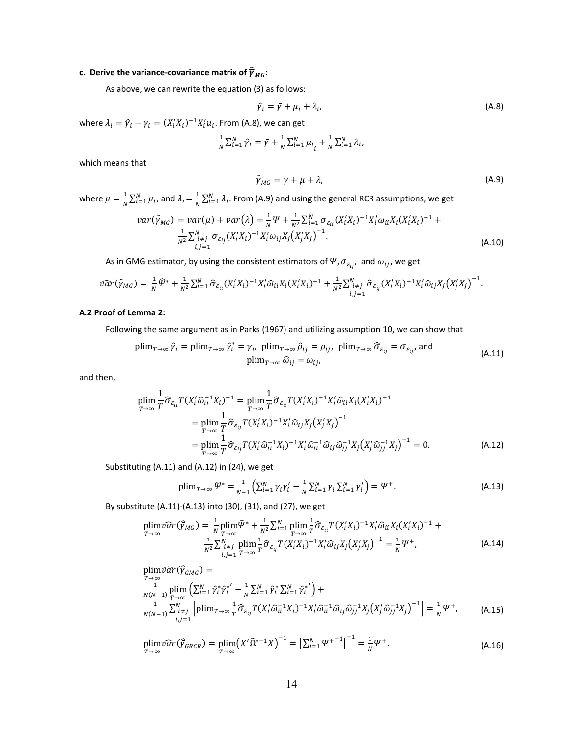**c. Derive the variance-covariance matrix of $\hat{\bar{\gamma}}_{MG}$:**

As above, we can rewrite the equation (3) as follows:

$$\hat{\gamma}_i = \bar{\gamma} + \mu_i + \lambda_i, \tag{A.8}$$

where $\lambda_i = \hat{\gamma}_i - \gamma_i = (X_i'X_i)^{-1}X_i'u_i$. From (A.8), we can get

$$\frac{1}{N}\sum_{i=1}^{N}\hat{\gamma}_i = \bar{\gamma} + \frac{1}{N}\sum_{i=1}^{N}\mu_i + \frac{1}{N}\sum_{i=1}^{N}\lambda_i,$$

which means that

$$\hat{\bar{\gamma}}_{MG} = \bar{\gamma} + \bar{\mu} + \bar{\lambda}, \tag{A.9}$$

where $\bar{\mu} = \frac{1}{N}\sum_{i=1}^{N}\mu_i$, and $\bar{\lambda}, = \frac{1}{N}\sum_{i=1}^{N}\lambda_i$. From (A.9) and using the general RCR assumptions, we get

$$var(\hat{\bar{\gamma}}_{MG}) = var(\bar{\mu}) + var(\bar{\lambda}) = \frac{1}{N}\Psi + \frac{1}{N^2}\sum_{i=1}^{N}\sigma_{\varepsilon_{ii}}(X_i'X_i)^{-1}X_i'\omega_{ii}X_i(X_i'X_i)^{-1} + \frac{1}{N^2}\sum_{\substack{i\neq j\\ i,j=1}}^{N}\sigma_{\varepsilon_{ij}}(X_i'X_i)^{-1}X_i'\omega_{ij}X_j\left(X_j'X_j\right)^{-1}. \tag{A.10}$$

As in GMG estimator, by using the consistent estimators of $\Psi, \sigma_{\varepsilon_{ij}}$, and $\omega_{ij}$, we get

$$\widehat{var}(\hat{\bar{\gamma}}_{MG}) = \frac{1}{N}\hat{\Psi}^* + \frac{1}{N^2}\sum_{i=1}^{N}\hat{\sigma}_{\varepsilon_{ii}}(X_i'X_i)^{-1}X_i'\hat{\omega}_{ii}X_i(X_i'X_i)^{-1} + \frac{1}{N^2}\sum_{\substack{i\neq j\\ i,j=1}}^{N}\hat{\sigma}_{\varepsilon_{ij}}(X_i'X_i)^{-1}X_i'\hat{\omega}_{ij}X_j\left(X_j'X_j\right)^{-1}.$$

## A.2 Proof of Lemma 2:

Following the same argument as in Parks (1967) and utilizing assumption 10, we can show that

$$\text{plim}_{T\to\infty}\hat{\gamma}_i = \text{plim}_{T\to\infty}\hat{\gamma}_i^* = \gamma_i,\ \ \text{plim}_{T\to\infty}\hat{\rho}_{ij} = \rho_{ij},\ \ \text{plim}_{T\to\infty}\hat{\sigma}_{\varepsilon_{ij}} = \sigma_{\varepsilon_{ij}}, \text{ and } \text{plim}_{T\to\infty}\hat{\omega}_{ij} = \omega_{ij}, \tag{A.11}$$

and then,

$$\begin{aligned}
\underset{T\to\infty}{\text{plim}}\frac{1}{T}\hat{\sigma}_{\varepsilon_{ii}}T(X_i'\hat{\omega}_{ii}^{-1}X_i)^{-1} &= \underset{T\to\infty}{\text{plim}}\frac{1}{T}\hat{\sigma}_{\varepsilon_{ii}}T(X_i'X_i)^{-1}X_i'\hat{\omega}_{ii}X_i(X_i'X_i)^{-1} \\
&= \underset{T\to\infty}{\text{plim}}\frac{1}{T}\hat{\sigma}_{\varepsilon_{ij}}T(X_i'X_i)^{-1}X_i'\hat{\omega}_{ij}X_j\left(X_j'X_j\right)^{-1} \\
&= \underset{T\to\infty}{\text{plim}}\frac{1}{T}\hat{\sigma}_{\varepsilon_{ij}}T(X_i'\hat{\omega}_{ii}^{-1}X_i)^{-1}X_i'\hat{\omega}_{ii}^{-1}\hat{\omega}_{ij}\hat{\omega}_{jj}^{-1}X_j\left(X_j'\hat{\omega}_{jj}^{-1}X_j\right)^{-1} = 0.
\end{aligned} \tag{A.12}$$

Substituting (A.11) and (A.12) in (24), we get

$$\text{plim}_{T\to\infty}\hat{\Psi}^* = \frac{1}{N-1}\left(\sum_{i=1}^{N}\gamma_i\gamma_i' - \frac{1}{N}\sum_{i=1}^{N}\gamma_i\sum_{i=1}^{N}\gamma_i'\right) = \Psi^+. \tag{A.13}$$

By substitute (A.11)-(A.13) into (30), (31), and (27), we get

$$\underset{T\to\infty}{\text{plim}}\widehat{var}(\hat{\bar{\gamma}}_{MG}) = \frac{1}{N}\underset{T\to\infty}{\text{plim}}\hat{\Psi}^* + \frac{1}{N^2}\sum_{i=1}^{N}\underset{T\to\infty}{\text{plim}}\frac{1}{T}\hat{\sigma}_{\varepsilon_{ii}}T(X_i'X_i)^{-1}X_i'\hat{\omega}_{ii}X_i(X_i'X_i)^{-1} + \frac{1}{N^2}\sum_{\substack{i\neq j\\ i,j=1}}^{N}\underset{T\to\infty}{\text{plim}}\frac{1}{T}\hat{\sigma}_{\varepsilon_{ij}}T(X_i'X_i)^{-1}X_i'\hat{\omega}_{ij}X_j\left(X_j'X_j\right)^{-1} = \frac{1}{N}\Psi^+, \tag{A.14}$$

$$\underset{T\to\infty}{\text{plim}}\widehat{var}(\hat{\bar{\gamma}}_{GMG}) = \frac{1}{N(N-1)}\underset{T\to\infty}{\text{plim}}\left(\sum_{i=1}^{N}\hat{\gamma}_i^*\hat{\gamma}_i^{*'} - \frac{1}{N}\sum_{i=1}^{N}\hat{\gamma}_i^*\sum_{i=1}^{N}\hat{\gamma}_i^{*'}\right) + \frac{1}{N(N-1)}\sum_{\substack{i\neq j\\ i,j=1}}^{N}\left[\text{plim}_{T\to\infty}\frac{1}{T}\hat{\sigma}_{\varepsilon_{ij}}T(X_i'\hat{\omega}_{ii}^{-1}X_i)^{-1}X_i'\hat{\omega}_{ii}^{-1}\hat{\omega}_{ij}\hat{\omega}_{jj}^{-1}X_j\left(X_j'\hat{\omega}_{jj}^{-1}X_j\right)^{-1}\right] = \frac{1}{N}\Psi^+, \tag{A.15}$$

$$\underset{T\to\infty}{\text{plim}}\widehat{var}(\hat{\bar{\gamma}}_{GRCR}) = \underset{T\to\infty}{\text{plim}}\left(X'\hat{\Omega}^{*-1}X\right)^{-1} = \left[\sum_{i=1}^{N}\Psi^{+^{-1}}\right]^{-1} = \frac{1}{N}\Psi^+. \tag{A.16}$$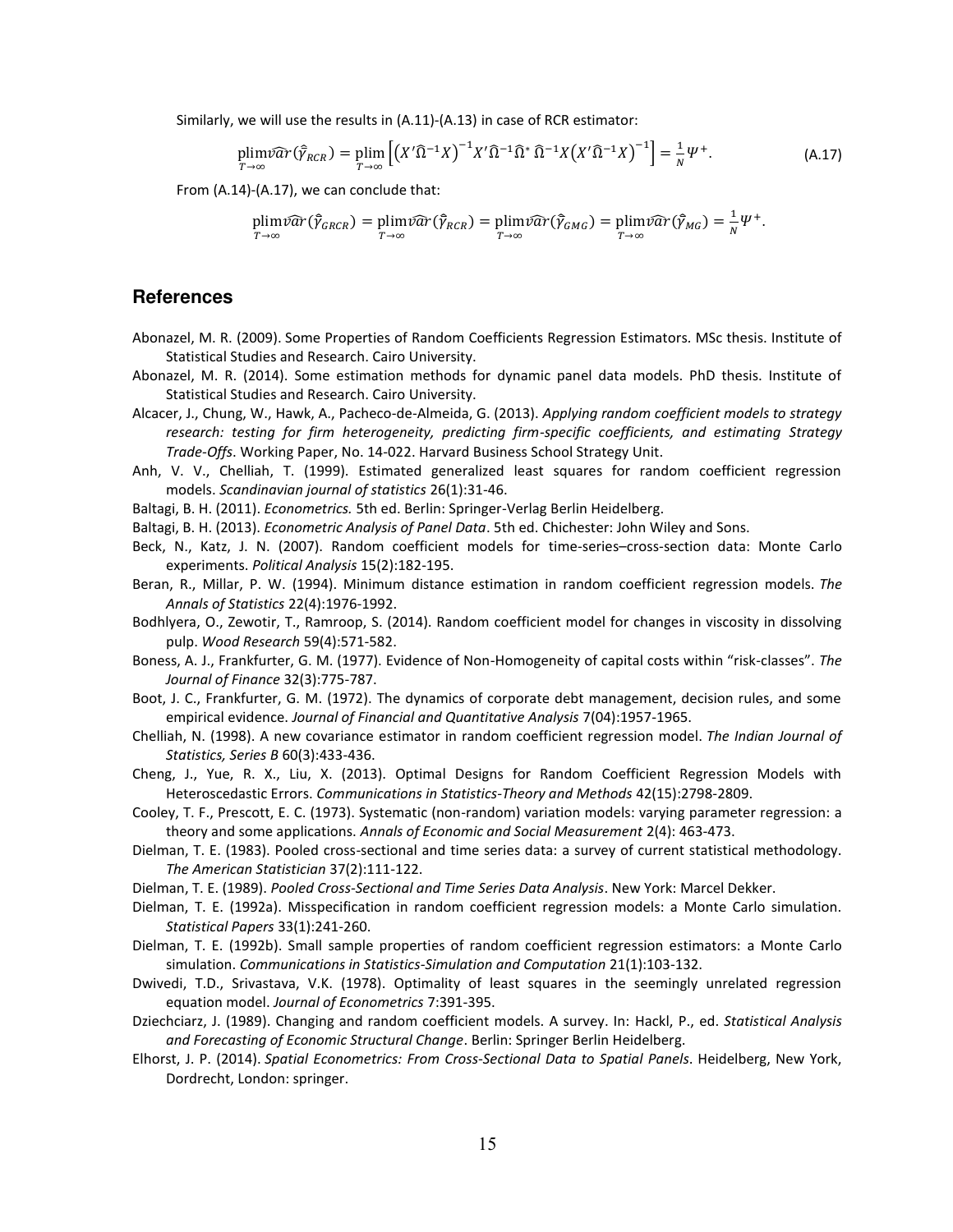Similarly, we will use the results in (A.11)-(A.13) in case of RCR estimator:

$$\underset{T\to\infty}{\text{plim}}\widehat{var}(\hat{\bar{\gamma}}_{RCR}) = \underset{T\to\infty}{\text{plim}}\left[\left(X'\widehat{\Omega}^{-1}X\right)^{-1}X'\widehat{\Omega}^{-1}\widehat{\Omega}^{*}\,\widehat{\Omega}^{-1}X\left(X'\widehat{\Omega}^{-1}X\right)^{-1}\right] = \frac{1}{N}\Psi^{+}. \tag{A.17}$$

From (A.14)-(A.17), we can conclude that:

$$\underset{T\to\infty}{\text{plim}}\widehat{var}(\hat{\bar{\gamma}}_{GRCR}) = \underset{T\to\infty}{\text{plim}}\widehat{var}(\hat{\bar{\gamma}}_{RCR}) = \underset{T\to\infty}{\text{plim}}\widehat{var}(\hat{\bar{\gamma}}_{GMG}) = \underset{T\to\infty}{\text{plim}}\widehat{var}(\hat{\bar{\gamma}}_{MG}) = \frac{1}{N}\Psi^{+}.$$

## References

Abonazel, M. R. (2009). Some Properties of Random Coefficients Regression Estimators. MSc thesis. Institute of Statistical Studies and Research. Cairo University.

Abonazel, M. R. (2014). Some estimation methods for dynamic panel data models. PhD thesis. Institute of Statistical Studies and Research. Cairo University.

Alcacer, J., Chung, W., Hawk, A., Pacheco-de-Almeida, G. (2013). *Applying random coefficient models to strategy research: testing for firm heterogeneity, predicting firm-specific coefficients, and estimating Strategy Trade-Offs*. Working Paper, No. 14-022. Harvard Business School Strategy Unit.

Anh, V. V., Chelliah, T. (1999). Estimated generalized least squares for random coefficient regression models. *Scandinavian journal of statistics* 26(1):31-46.

Baltagi, B. H. (2011). *Econometrics.* 5th ed. Berlin: Springer-Verlag Berlin Heidelberg.

Baltagi, B. H. (2013). *Econometric Analysis of Panel Data*. 5th ed. Chichester: John Wiley and Sons.

Beck, N., Katz, J. N. (2007). Random coefficient models for time-series–cross-section data: Monte Carlo experiments. *Political Analysis* 15(2):182-195.

Beran, R., Millar, P. W. (1994). Minimum distance estimation in random coefficient regression models. *The Annals of Statistics* 22(4):1976-1992.

Bodhlyera, O., Zewotir, T., Ramroop, S. (2014). Random coefficient model for changes in viscosity in dissolving pulp. *Wood Research* 59(4):571-582.

Boness, A. J., Frankfurter, G. M. (1977). Evidence of Non-Homogeneity of capital costs within "risk-classes". *The Journal of Finance* 32(3):775-787.

Boot, J. C., Frankfurter, G. M. (1972). The dynamics of corporate debt management, decision rules, and some empirical evidence. *Journal of Financial and Quantitative Analysis* 7(04):1957-1965.

Chelliah, N. (1998). A new covariance estimator in random coefficient regression model. *The Indian Journal of Statistics, Series B* 60(3):433-436.

Cheng, J., Yue, R. X., Liu, X. (2013). Optimal Designs for Random Coefficient Regression Models with Heteroscedastic Errors. *Communications in Statistics-Theory and Methods* 42(15):2798-2809.

Cooley, T. F., Prescott, E. C. (1973). Systematic (non-random) variation models: varying parameter regression: a theory and some applications. *Annals of Economic and Social Measurement* 2(4): 463-473.

Dielman, T. E. (1983). Pooled cross-sectional and time series data: a survey of current statistical methodology. *The American Statistician* 37(2):111-122.

Dielman, T. E. (1989). *Pooled Cross-Sectional and Time Series Data Analysis*. New York: Marcel Dekker.

Dielman, T. E. (1992a). Misspecification in random coefficient regression models: a Monte Carlo simulation. *Statistical Papers* 33(1):241-260.

Dielman, T. E. (1992b). Small sample properties of random coefficient regression estimators: a Monte Carlo simulation. *Communications in Statistics-Simulation and Computation* 21(1):103-132.

Dwivedi, T.D., Srivastava, V.K. (1978). Optimality of least squares in the seemingly unrelated regression equation model. *Journal of Econometrics* 7:391-395.

Dziechciarz, J. (1989). Changing and random coefficient models. A survey. In: Hackl, P., ed. *Statistical Analysis and Forecasting of Economic Structural Change*. Berlin: Springer Berlin Heidelberg.

Elhorst, J. P. (2014). *Spatial Econometrics: From Cross-Sectional Data to Spatial Panels*. Heidelberg, New York, Dordrecht, London: springer.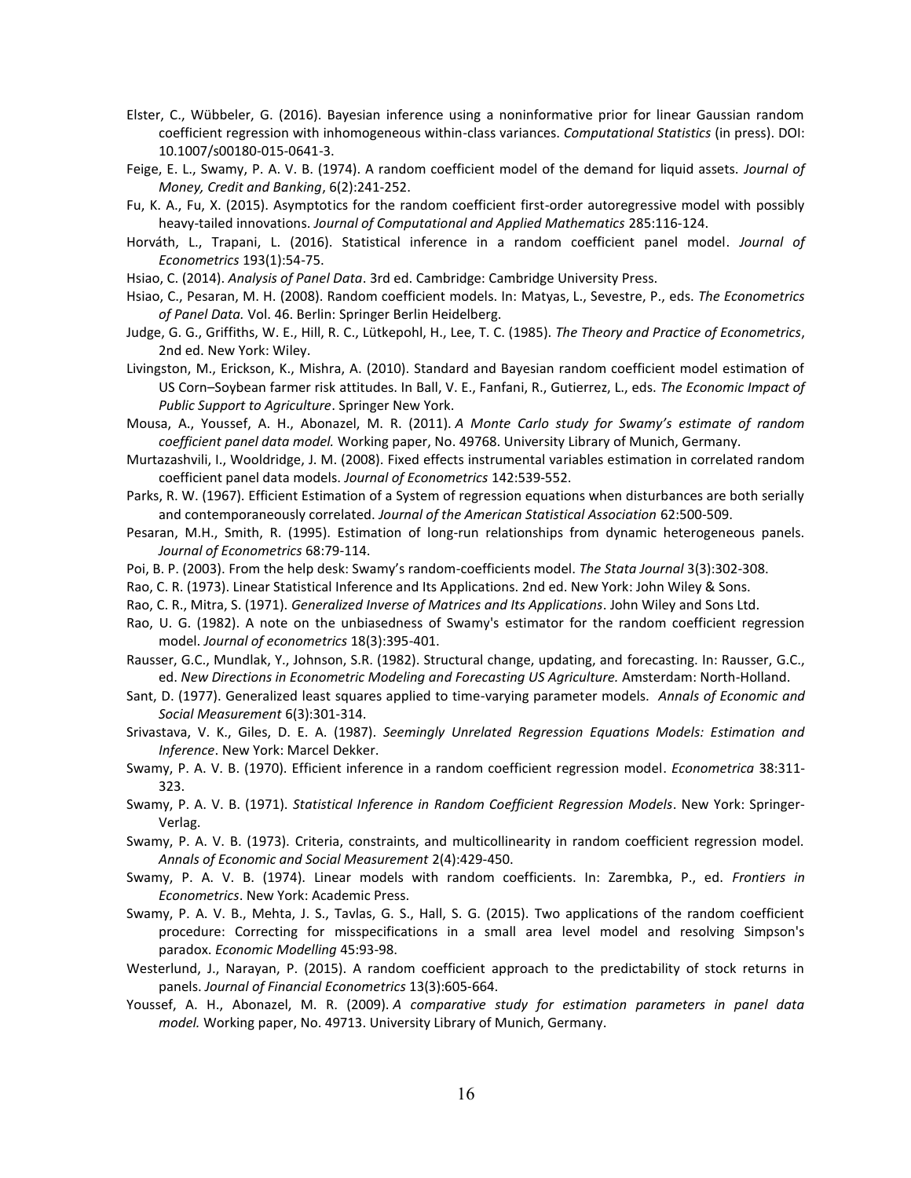Elster, C., Wübbeler, G. (2016). Bayesian inference using a noninformative prior for linear Gaussian random coefficient regression with inhomogeneous within-class variances. *Computational Statistics* (in press). DOI: 10.1007/s00180-015-0641-3.

Feige, E. L., Swamy, P. A. V. B. (1974). A random coefficient model of the demand for liquid assets. *Journal of Money, Credit and Banking*, 6(2):241-252.

Fu, K. A., Fu, X. (2015). Asymptotics for the random coefficient first-order autoregressive model with possibly heavy-tailed innovations. *Journal of Computational and Applied Mathematics* 285:116-124.

Horváth, L., Trapani, L. (2016). Statistical inference in a random coefficient panel model. *Journal of Econometrics* 193(1):54-75.

Hsiao, C. (2014). *Analysis of Panel Data*. 3rd ed. Cambridge: Cambridge University Press.

Hsiao, C., Pesaran, M. H. (2008). Random coefficient models. In: Matyas, L., Sevestre, P., eds. *The Econometrics of Panel Data.* Vol. 46. Berlin: Springer Berlin Heidelberg.

Judge, G. G., Griffiths, W. E., Hill, R. C., Lütkepohl, H., Lee, T. C. (1985). *The Theory and Practice of Econometrics*, 2nd ed. New York: Wiley.

Livingston, M., Erickson, K., Mishra, A. (2010). Standard and Bayesian random coefficient model estimation of US Corn–Soybean farmer risk attitudes. In Ball, V. E., Fanfani, R., Gutierrez, L., eds. *The Economic Impact of Public Support to Agriculture*. Springer New York.

Mousa, A., Youssef, A. H., Abonazel, M. R. (2011). *A Monte Carlo study for Swamy's estimate of random coefficient panel data model.* Working paper, No. 49768. University Library of Munich, Germany.

Murtazashvili, I., Wooldridge, J. M. (2008). Fixed effects instrumental variables estimation in correlated random coefficient panel data models. *Journal of Econometrics* 142:539-552.

Parks, R. W. (1967). Efficient Estimation of a System of regression equations when disturbances are both serially and contemporaneously correlated. *Journal of the American Statistical Association* 62:500-509.

Pesaran, M.H., Smith, R. (1995). Estimation of long-run relationships from dynamic heterogeneous panels. *Journal of Econometrics* 68:79-114.

Poi, B. P. (2003). From the help desk: Swamy's random-coefficients model. *The Stata Journal* 3(3):302-308.

Rao, C. R. (1973). Linear Statistical Inference and Its Applications. 2nd ed. New York: John Wiley & Sons.

Rao, C. R., Mitra, S. (1971). *Generalized Inverse of Matrices and Its Applications*. John Wiley and Sons Ltd.

Rao, U. G. (1982). A note on the unbiasedness of Swamy's estimator for the random coefficient regression model. *Journal of econometrics* 18(3):395-401.

Rausser, G.C., Mundlak, Y., Johnson, S.R. (1982). Structural change, updating, and forecasting. In: Rausser, G.C., ed. *New Directions in Econometric Modeling and Forecasting US Agriculture.* Amsterdam: North-Holland.

Sant, D. (1977). Generalized least squares applied to time-varying parameter models. *Annals of Economic and Social Measurement* 6(3):301-314.

Srivastava, V. K., Giles, D. E. A. (1987). *Seemingly Unrelated Regression Equations Models: Estimation and Inference*. New York: Marcel Dekker.

Swamy, P. A. V. B. (1970). Efficient inference in a random coefficient regression model. *Econometrica* 38:311-323.

Swamy, P. A. V. B. (1971). *Statistical Inference in Random Coefficient Regression Models*. New York: Springer-Verlag.

Swamy, P. A. V. B. (1973). Criteria, constraints, and multicollinearity in random coefficient regression model. *Annals of Economic and Social Measurement* 2(4):429-450.

Swamy, P. A. V. B. (1974). Linear models with random coefficients. In: Zarembka, P., ed. *Frontiers in Econometrics*. New York: Academic Press.

Swamy, P. A. V. B., Mehta, J. S., Tavlas, G. S., Hall, S. G. (2015). Two applications of the random coefficient procedure: Correcting for misspecifications in a small area level model and resolving Simpson's paradox. *Economic Modelling* 45:93-98.

Westerlund, J., Narayan, P. (2015). A random coefficient approach to the predictability of stock returns in panels. *Journal of Financial Econometrics* 13(3):605-664.

Youssef, A. H., Abonazel, M. R. (2009). *A comparative study for estimation parameters in panel data model.* Working paper, No. 49713. University Library of Munich, Germany.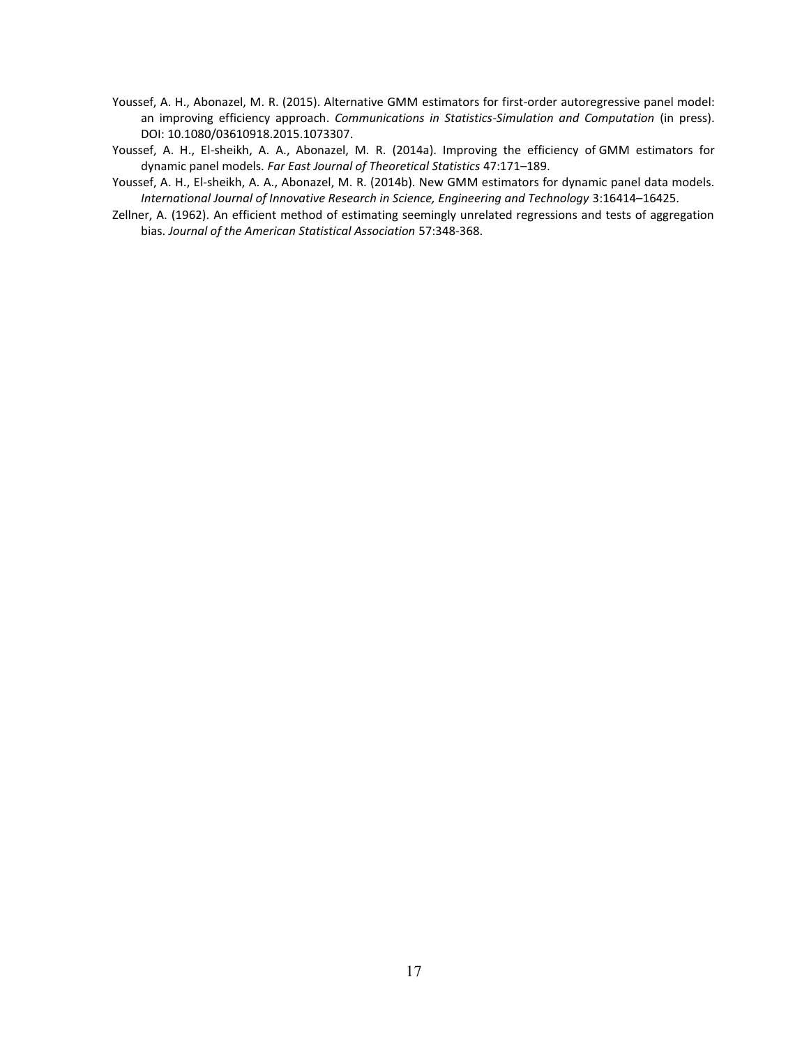Youssef, A. H., Abonazel, M. R. (2015). Alternative GMM estimators for first-order autoregressive panel model: an improving efficiency approach. *Communications in Statistics-Simulation and Computation* (in press). DOI: 10.1080/03610918.2015.1073307.

Youssef, A. H., El-sheikh, A. A., Abonazel, M. R. (2014a). Improving the efficiency of GMM estimators for dynamic panel models. *Far East Journal of Theoretical Statistics* 47:171–189.

Youssef, A. H., El-sheikh, A. A., Abonazel, M. R. (2014b). New GMM estimators for dynamic panel data models. *International Journal of Innovative Research in Science, Engineering and Technology* 3:16414–16425.

Zellner, A. (1962). An efficient method of estimating seemingly unrelated regressions and tests of aggregation bias. *Journal of the American Statistical Association* 57:348-368.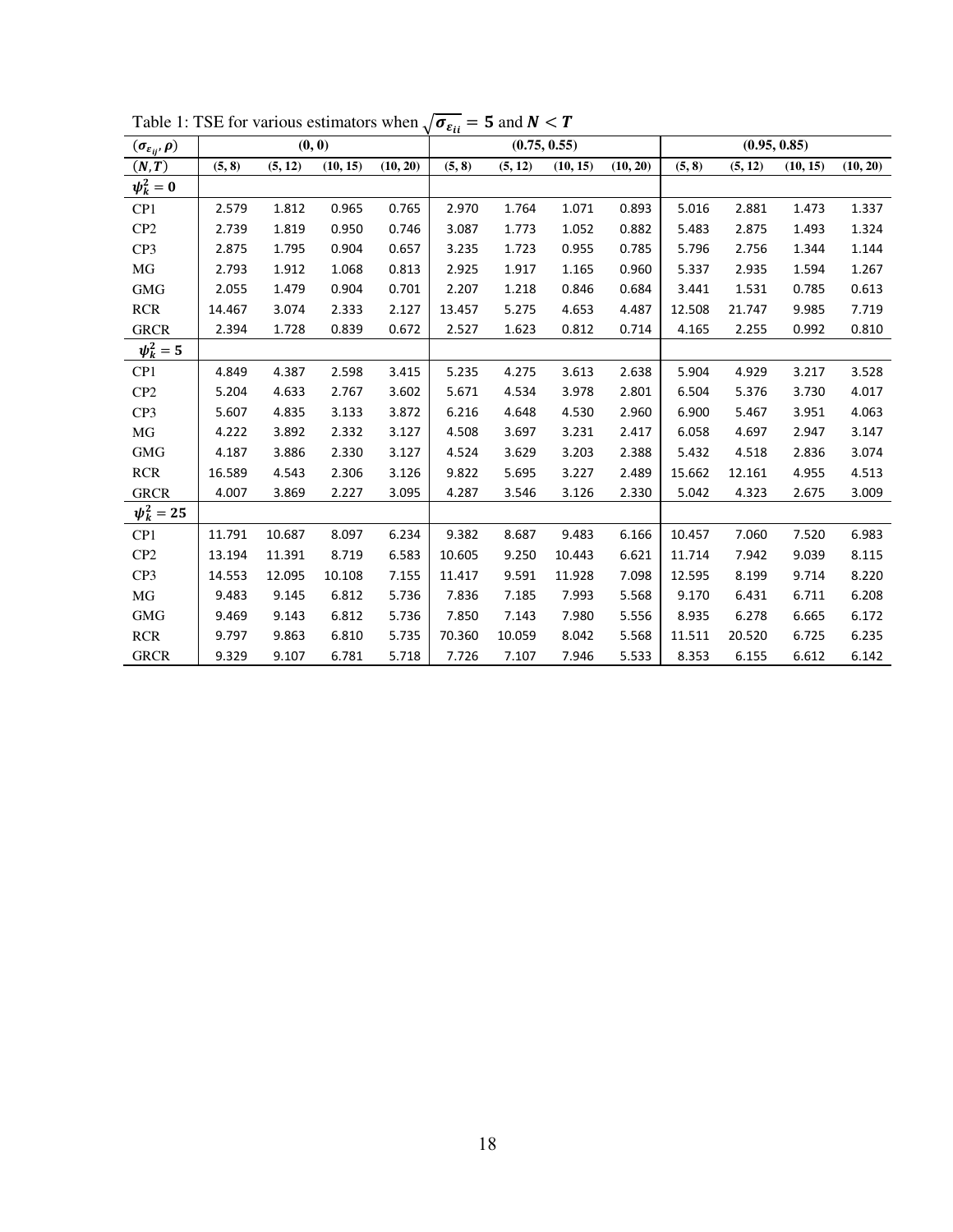Table 1: TSE for various estimators when $\sqrt{\sigma_{\varepsilon_{ii}}} = \mathbf{5}$ and $\boldsymbol{N < T}$

| $(\sigma_{\varepsilon_{ij}}, \rho)$ | (0, 0) | | | | (0.75, 0.55) | | | | (0.95, 0.85) | | | |
|---|---|---|---|---|---|---|---|---|---|---|---|---|
| $(N, T)$ | (5, 8) | (5, 12) | (10, 15) | (10, 20) | (5, 8) | (5, 12) | (10, 15) | (10, 20) | (5, 8) | (5, 12) | (10, 15) | (10, 20) |
| $\psi_k^2 = 0$ | | | | | | | | | | | | |
| CP1 | 2.579 | 1.812 | 0.965 | 0.765 | 2.970 | 1.764 | 1.071 | 0.893 | 5.016 | 2.881 | 1.473 | 1.337 |
| CP2 | 2.739 | 1.819 | 0.950 | 0.746 | 3.087 | 1.773 | 1.052 | 0.882 | 5.483 | 2.875 | 1.493 | 1.324 |
| CP3 | 2.875 | 1.795 | 0.904 | 0.657 | 3.235 | 1.723 | 0.955 | 0.785 | 5.796 | 2.756 | 1.344 | 1.144 |
| MG | 2.793 | 1.912 | 1.068 | 0.813 | 2.925 | 1.917 | 1.165 | 0.960 | 5.337 | 2.935 | 1.594 | 1.267 |
| GMG | 2.055 | 1.479 | 0.904 | 0.701 | 2.207 | 1.218 | 0.846 | 0.684 | 3.441 | 1.531 | 0.785 | 0.613 |
| RCR | 14.467 | 3.074 | 2.333 | 2.127 | 13.457 | 5.275 | 4.653 | 4.487 | 12.508 | 21.747 | 9.985 | 7.719 |
| GRCR | 2.394 | 1.728 | 0.839 | 0.672 | 2.527 | 1.623 | 0.812 | 0.714 | 4.165 | 2.255 | 0.992 | 0.810 |
| $\psi_k^2 = 5$ | | | | | | | | | | | | |
| CP1 | 4.849 | 4.387 | 2.598 | 3.415 | 5.235 | 4.275 | 3.613 | 2.638 | 5.904 | 4.929 | 3.217 | 3.528 |
| CP2 | 5.204 | 4.633 | 2.767 | 3.602 | 5.671 | 4.534 | 3.978 | 2.801 | 6.504 | 5.376 | 3.730 | 4.017 |
| CP3 | 5.607 | 4.835 | 3.133 | 3.872 | 6.216 | 4.648 | 4.530 | 2.960 | 6.900 | 5.467 | 3.951 | 4.063 |
| MG | 4.222 | 3.892 | 2.332 | 3.127 | 4.508 | 3.697 | 3.231 | 2.417 | 6.058 | 4.697 | 2.947 | 3.147 |
| GMG | 4.187 | 3.886 | 2.330 | 3.127 | 4.524 | 3.629 | 3.203 | 2.388 | 5.432 | 4.518 | 2.836 | 3.074 |
| RCR | 16.589 | 4.543 | 2.306 | 3.126 | 9.822 | 5.695 | 3.227 | 2.489 | 15.662 | 12.161 | 4.955 | 4.513 |
| GRCR | 4.007 | 3.869 | 2.227 | 3.095 | 4.287 | 3.546 | 3.126 | 2.330 | 5.042 | 4.323 | 2.675 | 3.009 |
| $\psi_k^2 = 25$ | | | | | | | | | | | | |
| CP1 | 11.791 | 10.687 | 8.097 | 6.234 | 9.382 | 8.687 | 9.483 | 6.166 | 10.457 | 7.060 | 7.520 | 6.983 |
| CP2 | 13.194 | 11.391 | 8.719 | 6.583 | 10.605 | 9.250 | 10.443 | 6.621 | 11.714 | 7.942 | 9.039 | 8.115 |
| CP3 | 14.553 | 12.095 | 10.108 | 7.155 | 11.417 | 9.591 | 11.928 | 7.098 | 12.595 | 8.199 | 9.714 | 8.220 |
| MG | 9.483 | 9.145 | 6.812 | 5.736 | 7.836 | 7.185 | 7.993 | 5.568 | 9.170 | 6.431 | 6.711 | 6.208 |
| GMG | 9.469 | 9.143 | 6.812 | 5.736 | 7.850 | 7.143 | 7.980 | 5.556 | 8.935 | 6.278 | 6.665 | 6.172 |
| RCR | 9.797 | 9.863 | 6.810 | 5.735 | 70.360 | 10.059 | 8.042 | 5.568 | 11.511 | 20.520 | 6.725 | 6.235 |
| GRCR | 9.329 | 9.107 | 6.781 | 5.718 | 7.726 | 7.107 | 7.946 | 5.533 | 8.353 | 6.155 | 6.612 | 6.142 |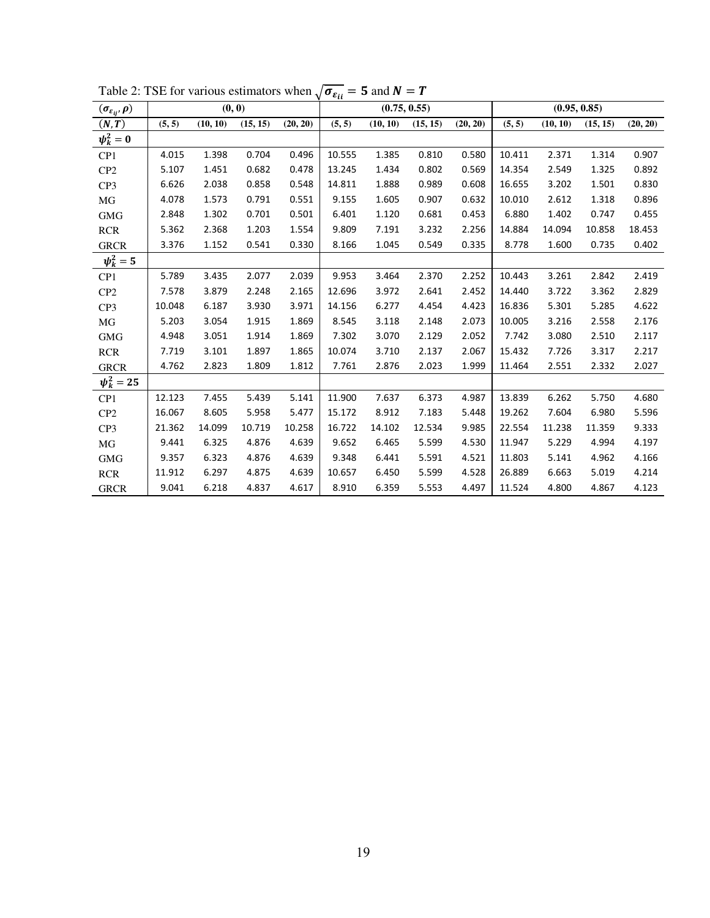Table 2: TSE for various estimators when $\sqrt{\sigma_{\varepsilon_{ii}}} = 5$ and $N = T$

| $(\sigma_{\varepsilon_{ij}}, \rho)$ | (0, 0) | | | | (0.75, 0.55) | | | | (0.95, 0.85) | | | |
|---|---|---|---|---|---|---|---|---|---|---|---|---|
| $(N, T)$ | (5, 5) | (10, 10) | (15, 15) | (20, 20) | (5, 5) | (10, 10) | (15, 15) | (20, 20) | (5, 5) | (10, 10) | (15, 15) | (20, 20) |
| $\psi_k^2 = 0$ | | | | | | | | | | | | |
| CP1 | 4.015 | 1.398 | 0.704 | 0.496 | 10.555 | 1.385 | 0.810 | 0.580 | 10.411 | 2.371 | 1.314 | 0.907 |
| CP2 | 5.107 | 1.451 | 0.682 | 0.478 | 13.245 | 1.434 | 0.802 | 0.569 | 14.354 | 2.549 | 1.325 | 0.892 |
| CP3 | 6.626 | 2.038 | 0.858 | 0.548 | 14.811 | 1.888 | 0.989 | 0.608 | 16.655 | 3.202 | 1.501 | 0.830 |
| MG | 4.078 | 1.573 | 0.791 | 0.551 | 9.155 | 1.605 | 0.907 | 0.632 | 10.010 | 2.612 | 1.318 | 0.896 |
| GMG | 2.848 | 1.302 | 0.701 | 0.501 | 6.401 | 1.120 | 0.681 | 0.453 | 6.880 | 1.402 | 0.747 | 0.455 |
| RCR | 5.362 | 2.368 | 1.203 | 1.554 | 9.809 | 7.191 | 3.232 | 2.256 | 14.884 | 14.094 | 10.858 | 18.453 |
| GRCR | 3.376 | 1.152 | 0.541 | 0.330 | 8.166 | 1.045 | 0.549 | 0.335 | 8.778 | 1.600 | 0.735 | 0.402 |
| $\psi_k^2 = 5$ | | | | | | | | | | | | |
| CP1 | 5.789 | 3.435 | 2.077 | 2.039 | 9.953 | 3.464 | 2.370 | 2.252 | 10.443 | 3.261 | 2.842 | 2.419 |
| CP2 | 7.578 | 3.879 | 2.248 | 2.165 | 12.696 | 3.972 | 2.641 | 2.452 | 14.440 | 3.722 | 3.362 | 2.829 |
| CP3 | 10.048 | 6.187 | 3.930 | 3.971 | 14.156 | 6.277 | 4.454 | 4.423 | 16.836 | 5.301 | 5.285 | 4.622 |
| MG | 5.203 | 3.054 | 1.915 | 1.869 | 8.545 | 3.118 | 2.148 | 2.073 | 10.005 | 3.216 | 2.558 | 2.176 |
| GMG | 4.948 | 3.051 | 1.914 | 1.869 | 7.302 | 3.070 | 2.129 | 2.052 | 7.742 | 3.080 | 2.510 | 2.117 |
| RCR | 7.719 | 3.101 | 1.897 | 1.865 | 10.074 | 3.710 | 2.137 | 2.067 | 15.432 | 7.726 | 3.317 | 2.217 |
| GRCR | 4.762 | 2.823 | 1.809 | 1.812 | 7.761 | 2.876 | 2.023 | 1.999 | 11.464 | 2.551 | 2.332 | 2.027 |
| $\psi_k^2 = 25$ | | | | | | | | | | | | |
| CP1 | 12.123 | 7.455 | 5.439 | 5.141 | 11.900 | 7.637 | 6.373 | 4.987 | 13.839 | 6.262 | 5.750 | 4.680 |
| CP2 | 16.067 | 8.605 | 5.958 | 5.477 | 15.172 | 8.912 | 7.183 | 5.448 | 19.262 | 7.604 | 6.980 | 5.596 |
| CP3 | 21.362 | 14.099 | 10.719 | 10.258 | 16.722 | 14.102 | 12.534 | 9.985 | 22.554 | 11.238 | 11.359 | 9.333 |
| MG | 9.441 | 6.325 | 4.876 | 4.639 | 9.652 | 6.465 | 5.599 | 4.530 | 11.947 | 5.229 | 4.994 | 4.197 |
| GMG | 9.357 | 6.323 | 4.876 | 4.639 | 9.348 | 6.441 | 5.591 | 4.521 | 11.803 | 5.141 | 4.962 | 4.166 |
| RCR | 11.912 | 6.297 | 4.875 | 4.639 | 10.657 | 6.450 | 5.599 | 4.528 | 26.889 | 6.663 | 5.019 | 4.214 |
| GRCR | 9.041 | 6.218 | 4.837 | 4.617 | 8.910 | 6.359 | 5.553 | 4.497 | 11.524 | 4.800 | 4.867 | 4.123 |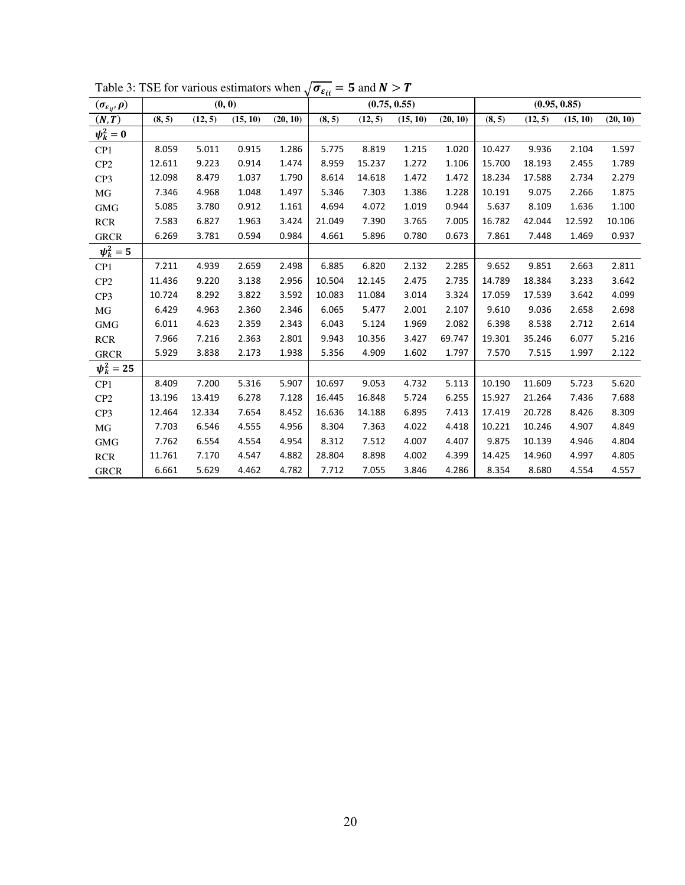Table 3: TSE for various estimators when $\sqrt{\sigma_{\varepsilon_{ii}}} = \mathbf{5}$ and $\boldsymbol{N > T}$

| $(\sigma_{\varepsilon_{ij}}, \rho)$ | (0, 0) | | | | (0.75, 0.55) | | | | (0.95, 0.85) | | | |
|---|---|---|---|---|---|---|---|---|---|---|---|---|
| $(N, T)$ | (8, 5) | (12, 5) | (15, 10) | (20, 10) | (8, 5) | (12, 5) | (15, 10) | (20, 10) | (8, 5) | (12, 5) | (15, 10) | (20, 10) |
| $\psi_k^2 = 0$ | | | | | | | | | | | | |
| CP1 | 8.059 | 5.011 | 0.915 | 1.286 | 5.775 | 8.819 | 1.215 | 1.020 | 10.427 | 9.936 | 2.104 | 1.597 |
| CP2 | 12.611 | 9.223 | 0.914 | 1.474 | 8.959 | 15.237 | 1.272 | 1.106 | 15.700 | 18.193 | 2.455 | 1.789 |
| CP3 | 12.098 | 8.479 | 1.037 | 1.790 | 8.614 | 14.618 | 1.472 | 1.472 | 18.234 | 17.588 | 2.734 | 2.279 |
| MG | 7.346 | 4.968 | 1.048 | 1.497 | 5.346 | 7.303 | 1.386 | 1.228 | 10.191 | 9.075 | 2.266 | 1.875 |
| GMG | 5.085 | 3.780 | 0.912 | 1.161 | 4.694 | 4.072 | 1.019 | 0.944 | 5.637 | 8.109 | 1.636 | 1.100 |
| RCR | 7.583 | 6.827 | 1.963 | 3.424 | 21.049 | 7.390 | 3.765 | 7.005 | 16.782 | 42.044 | 12.592 | 10.106 |
| GRCR | 6.269 | 3.781 | 0.594 | 0.984 | 4.661 | 5.896 | 0.780 | 0.673 | 7.861 | 7.448 | 1.469 | 0.937 |
| $\psi_k^2 = 5$ | | | | | | | | | | | | |
| CP1 | 7.211 | 4.939 | 2.659 | 2.498 | 6.885 | 6.820 | 2.132 | 2.285 | 9.652 | 9.851 | 2.663 | 2.811 |
| CP2 | 11.436 | 9.220 | 3.138 | 2.956 | 10.504 | 12.145 | 2.475 | 2.735 | 14.789 | 18.384 | 3.233 | 3.642 |
| CP3 | 10.724 | 8.292 | 3.822 | 3.592 | 10.083 | 11.084 | 3.014 | 3.324 | 17.059 | 17.539 | 3.642 | 4.099 |
| MG | 6.429 | 4.963 | 2.360 | 2.346 | 6.065 | 5.477 | 2.001 | 2.107 | 9.610 | 9.036 | 2.658 | 2.698 |
| GMG | 6.011 | 4.623 | 2.359 | 2.343 | 6.043 | 5.124 | 1.969 | 2.082 | 6.398 | 8.538 | 2.712 | 2.614 |
| RCR | 7.966 | 7.216 | 2.363 | 2.801 | 9.943 | 10.356 | 3.427 | 69.747 | 19.301 | 35.246 | 6.077 | 5.216 |
| GRCR | 5.929 | 3.838 | 2.173 | 1.938 | 5.356 | 4.909 | 1.602 | 1.797 | 7.570 | 7.515 | 1.997 | 2.122 |
| $\psi_k^2 = 25$ | | | | | | | | | | | | |
| CP1 | 8.409 | 7.200 | 5.316 | 5.907 | 10.697 | 9.053 | 4.732 | 5.113 | 10.190 | 11.609 | 5.723 | 5.620 |
| CP2 | 13.196 | 13.419 | 6.278 | 7.128 | 16.445 | 16.848 | 5.724 | 6.255 | 15.927 | 21.264 | 7.436 | 7.688 |
| CP3 | 12.464 | 12.334 | 7.654 | 8.452 | 16.636 | 14.188 | 6.895 | 7.413 | 17.419 | 20.728 | 8.426 | 8.309 |
| MG | 7.703 | 6.546 | 4.555 | 4.956 | 8.304 | 7.363 | 4.022 | 4.418 | 10.221 | 10.246 | 4.907 | 4.849 |
| GMG | 7.762 | 6.554 | 4.554 | 4.954 | 8.312 | 7.512 | 4.007 | 4.407 | 9.875 | 10.139 | 4.946 | 4.804 |
| RCR | 11.761 | 7.170 | 4.547 | 4.882 | 28.804 | 8.898 | 4.002 | 4.399 | 14.425 | 14.960 | 4.997 | 4.805 |
| GRCR | 6.661 | 5.629 | 4.462 | 4.782 | 7.712 | 7.055 | 3.846 | 4.286 | 8.354 | 8.680 | 4.554 | 4.557 |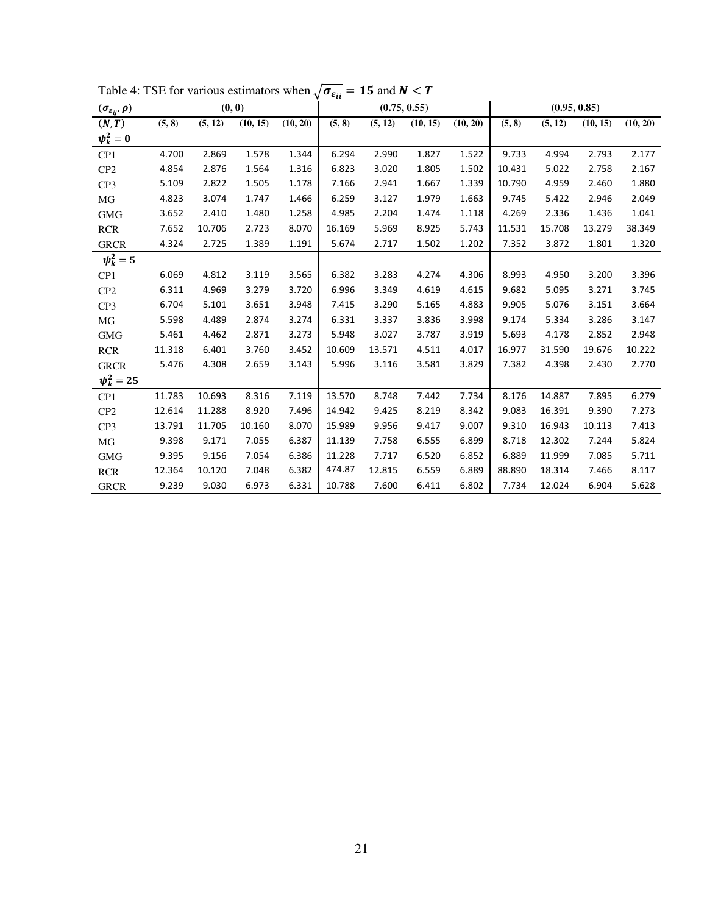Table 4: TSE for various estimators when $\sqrt{\sigma_{\varepsilon_{ii}}} = \mathbf{15}$ and $\boldsymbol{N} < \boldsymbol{T}$

| $(\sigma_{\varepsilon_{ij}}, \rho)$ | (0, 0) | | | | (0.75, 0.55) | | | | (0.95, 0.85) | | | |
|---|---|---|---|---|---|---|---|---|---|---|---|---|
| $(N, T)$ | (5, 8) | (5, 12) | (10, 15) | (10, 20) | (5, 8) | (5, 12) | (10, 15) | (10, 20) | (5, 8) | (5, 12) | (10, 15) | (10, 20) |
| $\psi_k^2 = 0$ | | | | | | | | | | | | |
| CP1 | 4.700 | 2.869 | 1.578 | 1.344 | 6.294 | 2.990 | 1.827 | 1.522 | 9.733 | 4.994 | 2.793 | 2.177 |
| CP2 | 4.854 | 2.876 | 1.564 | 1.316 | 6.823 | 3.020 | 1.805 | 1.502 | 10.431 | 5.022 | 2.758 | 2.167 |
| CP3 | 5.109 | 2.822 | 1.505 | 1.178 | 7.166 | 2.941 | 1.667 | 1.339 | 10.790 | 4.959 | 2.460 | 1.880 |
| MG | 4.823 | 3.074 | 1.747 | 1.466 | 6.259 | 3.127 | 1.979 | 1.663 | 9.745 | 5.422 | 2.946 | 2.049 |
| GMG | 3.652 | 2.410 | 1.480 | 1.258 | 4.985 | 2.204 | 1.474 | 1.118 | 4.269 | 2.336 | 1.436 | 1.041 |
| RCR | 7.652 | 10.706 | 2.723 | 8.070 | 16.169 | 5.969 | 8.925 | 5.743 | 11.531 | 15.708 | 13.279 | 38.349 |
| GRCR | 4.324 | 2.725 | 1.389 | 1.191 | 5.674 | 2.717 | 1.502 | 1.202 | 7.352 | 3.872 | 1.801 | 1.320 |
| $\psi_k^2 = 5$ | | | | | | | | | | | | |
| CP1 | 6.069 | 4.812 | 3.119 | 3.565 | 6.382 | 3.283 | 4.274 | 4.306 | 8.993 | 4.950 | 3.200 | 3.396 |
| CP2 | 6.311 | 4.969 | 3.279 | 3.720 | 6.996 | 3.349 | 4.619 | 4.615 | 9.682 | 5.095 | 3.271 | 3.745 |
| CP3 | 6.704 | 5.101 | 3.651 | 3.948 | 7.415 | 3.290 | 5.165 | 4.883 | 9.905 | 5.076 | 3.151 | 3.664 |
| MG | 5.598 | 4.489 | 2.874 | 3.274 | 6.331 | 3.337 | 3.836 | 3.998 | 9.174 | 5.334 | 3.286 | 3.147 |
| GMG | 5.461 | 4.462 | 2.871 | 3.273 | 5.948 | 3.027 | 3.787 | 3.919 | 5.693 | 4.178 | 2.852 | 2.948 |
| RCR | 11.318 | 6.401 | 3.760 | 3.452 | 10.609 | 13.571 | 4.511 | 4.017 | 16.977 | 31.590 | 19.676 | 10.222 |
| GRCR | 5.476 | 4.308 | 2.659 | 3.143 | 5.996 | 3.116 | 3.581 | 3.829 | 7.382 | 4.398 | 2.430 | 2.770 |
| $\psi_k^2 = 25$ | | | | | | | | | | | | |
| CP1 | 11.783 | 10.693 | 8.316 | 7.119 | 13.570 | 8.748 | 7.442 | 7.734 | 8.176 | 14.887 | 7.895 | 6.279 |
| CP2 | 12.614 | 11.288 | 8.920 | 7.496 | 14.942 | 9.425 | 8.219 | 8.342 | 9.083 | 16.391 | 9.390 | 7.273 |
| CP3 | 13.791 | 11.705 | 10.160 | 8.070 | 15.989 | 9.956 | 9.417 | 9.007 | 9.310 | 16.943 | 10.113 | 7.413 |
| MG | 9.398 | 9.171 | 7.055 | 6.387 | 11.139 | 7.758 | 6.555 | 6.899 | 8.718 | 12.302 | 7.244 | 5.824 |
| GMG | 9.395 | 9.156 | 7.054 | 6.386 | 11.228 | 7.717 | 6.520 | 6.852 | 6.889 | 11.999 | 7.085 | 5.711 |
| RCR | 12.364 | 10.120 | 7.048 | 6.382 | 474.87 | 12.815 | 6.559 | 6.889 | 88.890 | 18.314 | 7.466 | 8.117 |
| GRCR | 9.239 | 9.030 | 6.973 | 6.331 | 10.788 | 7.600 | 6.411 | 6.802 | 7.734 | 12.024 | 6.904 | 5.628 |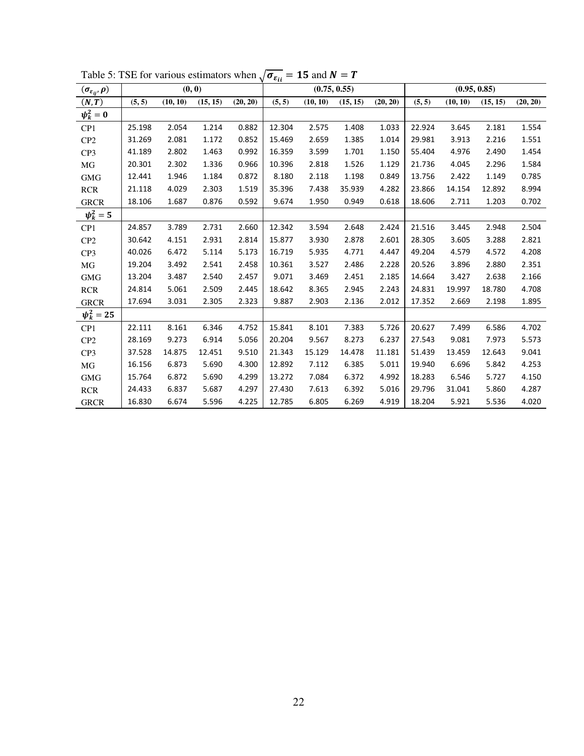Table 5: TSE for various estimators when $\sqrt{\sigma_{\varepsilon_{ii}}} = \mathbf{15}$ and $\boldsymbol{N = T}$

| $(\sigma_{\varepsilon_{ij}}, \rho)$ | (0, 0) | | | | (0.75, 0.55) | | | | (0.95, 0.85) | | | |
|---|---|---|---|---|---|---|---|---|---|---|---|---|
| $(N, T)$ | (5, 5) | (10, 10) | (15, 15) | (20, 20) | (5, 5) | (10, 10) | (15, 15) | (20, 20) | (5, 5) | (10, 10) | (15, 15) | (20, 20) |
| $\psi_k^2 = 0$ | | | | | | | | | | | | |
| CP1 | 25.198 | 2.054 | 1.214 | 0.882 | 12.304 | 2.575 | 1.408 | 1.033 | 22.924 | 3.645 | 2.181 | 1.554 |
| CP2 | 31.269 | 2.081 | 1.172 | 0.852 | 15.469 | 2.659 | 1.385 | 1.014 | 29.981 | 3.913 | 2.216 | 1.551 |
| CP3 | 41.189 | 2.802 | 1.463 | 0.992 | 16.359 | 3.599 | 1.701 | 1.150 | 55.404 | 4.976 | 2.490 | 1.454 |
| MG | 20.301 | 2.302 | 1.336 | 0.966 | 10.396 | 2.818 | 1.526 | 1.129 | 21.736 | 4.045 | 2.296 | 1.584 |
| GMG | 12.441 | 1.946 | 1.184 | 0.872 | 8.180 | 2.118 | 1.198 | 0.849 | 13.756 | 2.422 | 1.149 | 0.785 |
| RCR | 21.118 | 4.029 | 2.303 | 1.519 | 35.396 | 7.438 | 35.939 | 4.282 | 23.866 | 14.154 | 12.892 | 8.994 |
| GRCR | 18.106 | 1.687 | 0.876 | 0.592 | 9.674 | 1.950 | 0.949 | 0.618 | 18.606 | 2.711 | 1.203 | 0.702 |
| $\psi_k^2 = 5$ | | | | | | | | | | | | |
| CP1 | 24.857 | 3.789 | 2.731 | 2.660 | 12.342 | 3.594 | 2.648 | 2.424 | 21.516 | 3.445 | 2.948 | 2.504 |
| CP2 | 30.642 | 4.151 | 2.931 | 2.814 | 15.877 | 3.930 | 2.878 | 2.601 | 28.305 | 3.605 | 3.288 | 2.821 |
| CP3 | 40.026 | 6.472 | 5.114 | 5.173 | 16.719 | 5.935 | 4.771 | 4.447 | 49.204 | 4.579 | 4.572 | 4.208 |
| MG | 19.204 | 3.492 | 2.541 | 2.458 | 10.361 | 3.527 | 2.486 | 2.228 | 20.526 | 3.896 | 2.880 | 2.351 |
| GMG | 13.204 | 3.487 | 2.540 | 2.457 | 9.071 | 3.469 | 2.451 | 2.185 | 14.664 | 3.427 | 2.638 | 2.166 |
| RCR | 24.814 | 5.061 | 2.509 | 2.445 | 18.642 | 8.365 | 2.945 | 2.243 | 24.831 | 19.997 | 18.780 | 4.708 |
| GRCR | 17.694 | 3.031 | 2.305 | 2.323 | 9.887 | 2.903 | 2.136 | 2.012 | 17.352 | 2.669 | 2.198 | 1.895 |
| $\psi_k^2 = 25$ | | | | | | | | | | | | |
| CP1 | 22.111 | 8.161 | 6.346 | 4.752 | 15.841 | 8.101 | 7.383 | 5.726 | 20.627 | 7.499 | 6.586 | 4.702 |
| CP2 | 28.169 | 9.273 | 6.914 | 5.056 | 20.204 | 9.567 | 8.273 | 6.237 | 27.543 | 9.081 | 7.973 | 5.573 |
| CP3 | 37.528 | 14.875 | 12.451 | 9.510 | 21.343 | 15.129 | 14.478 | 11.181 | 51.439 | 13.459 | 12.643 | 9.041 |
| MG | 16.156 | 6.873 | 5.690 | 4.300 | 12.892 | 7.112 | 6.385 | 5.011 | 19.940 | 6.696 | 5.842 | 4.253 |
| GMG | 15.764 | 6.872 | 5.690 | 4.299 | 13.272 | 7.084 | 6.372 | 4.992 | 18.283 | 6.546 | 5.727 | 4.150 |
| RCR | 24.433 | 6.837 | 5.687 | 4.297 | 27.430 | 7.613 | 6.392 | 5.016 | 29.796 | 31.041 | 5.860 | 4.287 |
| GRCR | 16.830 | 6.674 | 5.596 | 4.225 | 12.785 | 6.805 | 6.269 | 4.919 | 18.204 | 5.921 | 5.536 | 4.020 |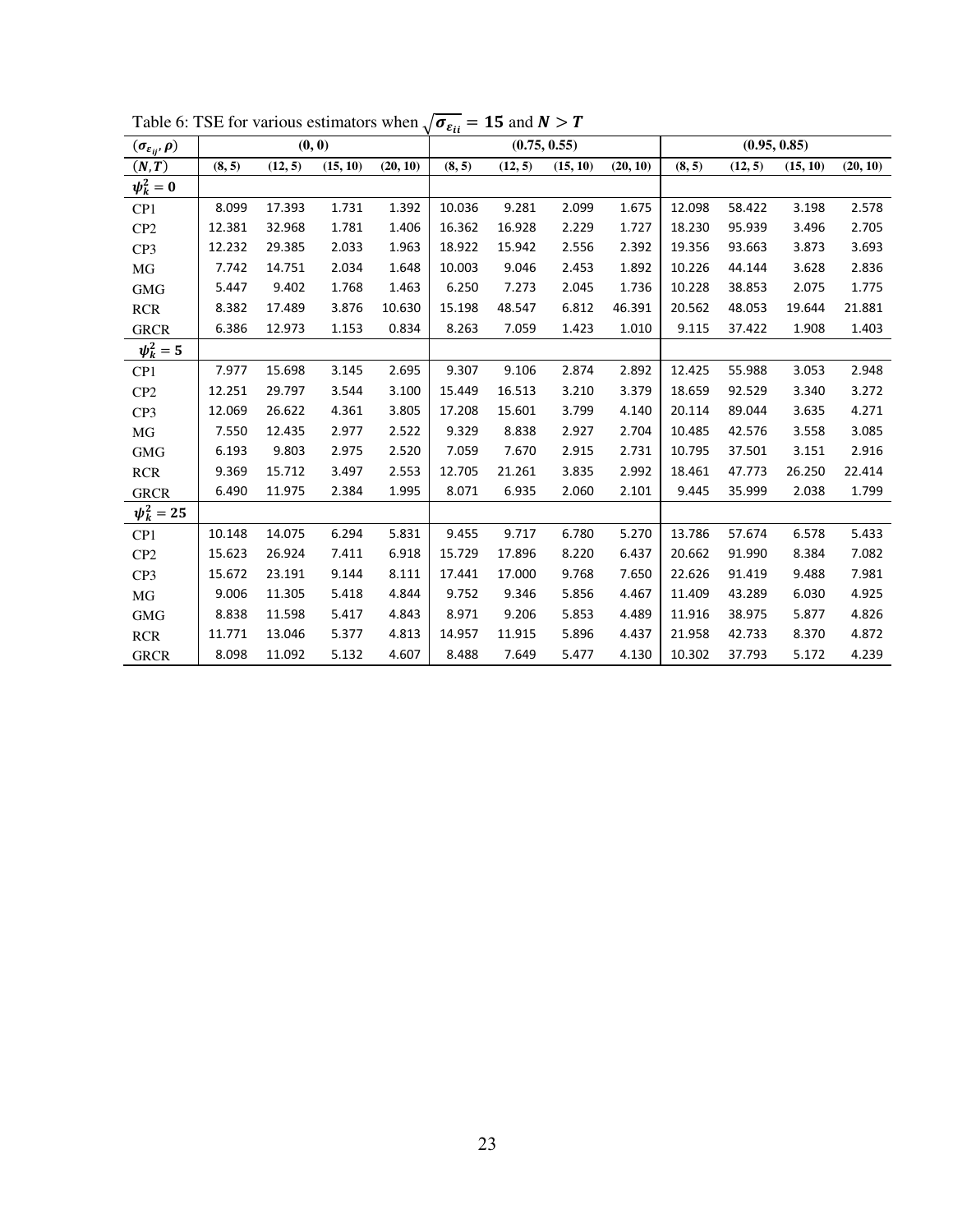Table 6: TSE for various estimators when $\sqrt{\sigma_{\varepsilon_{ii}}} = \mathbf{15}$ and $\boldsymbol{N > T}$

| $(\sigma_{\varepsilon_{ij}}, \rho)$ | (0, 0) | | | | (0.75, 0.55) | | | | (0.95, 0.85) | | | |
|---|---|---|---|---|---|---|---|---|---|---|---|---|
| $(N, T)$ | (8, 5) | (12, 5) | (15, 10) | (20, 10) | (8, 5) | (12, 5) | (15, 10) | (20, 10) | (8, 5) | (12, 5) | (15, 10) | (20, 10) |
| $\psi_k^2 = 0$ | | | | | | | | | | | | |
| CP1 | 8.099 | 17.393 | 1.731 | 1.392 | 10.036 | 9.281 | 2.099 | 1.675 | 12.098 | 58.422 | 3.198 | 2.578 |
| CP2 | 12.381 | 32.968 | 1.781 | 1.406 | 16.362 | 16.928 | 2.229 | 1.727 | 18.230 | 95.939 | 3.496 | 2.705 |
| CP3 | 12.232 | 29.385 | 2.033 | 1.963 | 18.922 | 15.942 | 2.556 | 2.392 | 19.356 | 93.663 | 3.873 | 3.693 |
| MG | 7.742 | 14.751 | 2.034 | 1.648 | 10.003 | 9.046 | 2.453 | 1.892 | 10.226 | 44.144 | 3.628 | 2.836 |
| GMG | 5.447 | 9.402 | 1.768 | 1.463 | 6.250 | 7.273 | 2.045 | 1.736 | 10.228 | 38.853 | 2.075 | 1.775 |
| RCR | 8.382 | 17.489 | 3.876 | 10.630 | 15.198 | 48.547 | 6.812 | 46.391 | 20.562 | 48.053 | 19.644 | 21.881 |
| GRCR | 6.386 | 12.973 | 1.153 | 0.834 | 8.263 | 7.059 | 1.423 | 1.010 | 9.115 | 37.422 | 1.908 | 1.403 |
| $\psi_k^2 = 5$ | | | | | | | | | | | | |
| CP1 | 7.977 | 15.698 | 3.145 | 2.695 | 9.307 | 9.106 | 2.874 | 2.892 | 12.425 | 55.988 | 3.053 | 2.948 |
| CP2 | 12.251 | 29.797 | 3.544 | 3.100 | 15.449 | 16.513 | 3.210 | 3.379 | 18.659 | 92.529 | 3.340 | 3.272 |
| CP3 | 12.069 | 26.622 | 4.361 | 3.805 | 17.208 | 15.601 | 3.799 | 4.140 | 20.114 | 89.044 | 3.635 | 4.271 |
| MG | 7.550 | 12.435 | 2.977 | 2.522 | 9.329 | 8.838 | 2.927 | 2.704 | 10.485 | 42.576 | 3.558 | 3.085 |
| GMG | 6.193 | 9.803 | 2.975 | 2.520 | 7.059 | 7.670 | 2.915 | 2.731 | 10.795 | 37.501 | 3.151 | 2.916 |
| RCR | 9.369 | 15.712 | 3.497 | 2.553 | 12.705 | 21.261 | 3.835 | 2.992 | 18.461 | 47.773 | 26.250 | 22.414 |
| GRCR | 6.490 | 11.975 | 2.384 | 1.995 | 8.071 | 6.935 | 2.060 | 2.101 | 9.445 | 35.999 | 2.038 | 1.799 |
| $\psi_k^2 = 25$ | | | | | | | | | | | | |
| CP1 | 10.148 | 14.075 | 6.294 | 5.831 | 9.455 | 9.717 | 6.780 | 5.270 | 13.786 | 57.674 | 6.578 | 5.433 |
| CP2 | 15.623 | 26.924 | 7.411 | 6.918 | 15.729 | 17.896 | 8.220 | 6.437 | 20.662 | 91.990 | 8.384 | 7.082 |
| CP3 | 15.672 | 23.191 | 9.144 | 8.111 | 17.441 | 17.000 | 9.768 | 7.650 | 22.626 | 91.419 | 9.488 | 7.981 |
| MG | 9.006 | 11.305 | 5.418 | 4.844 | 9.752 | 9.346 | 5.856 | 4.467 | 11.409 | 43.289 | 6.030 | 4.925 |
| GMG | 8.838 | 11.598 | 5.417 | 4.843 | 8.971 | 9.206 | 5.853 | 4.489 | 11.916 | 38.975 | 5.877 | 4.826 |
| RCR | 11.771 | 13.046 | 5.377 | 4.813 | 14.957 | 11.915 | 5.896 | 4.437 | 21.958 | 42.733 | 8.370 | 4.872 |
| GRCR | 8.098 | 11.092 | 5.132 | 4.607 | 8.488 | 7.649 | 5.477 | 4.130 | 10.302 | 37.793 | 5.172 | 4.239 |